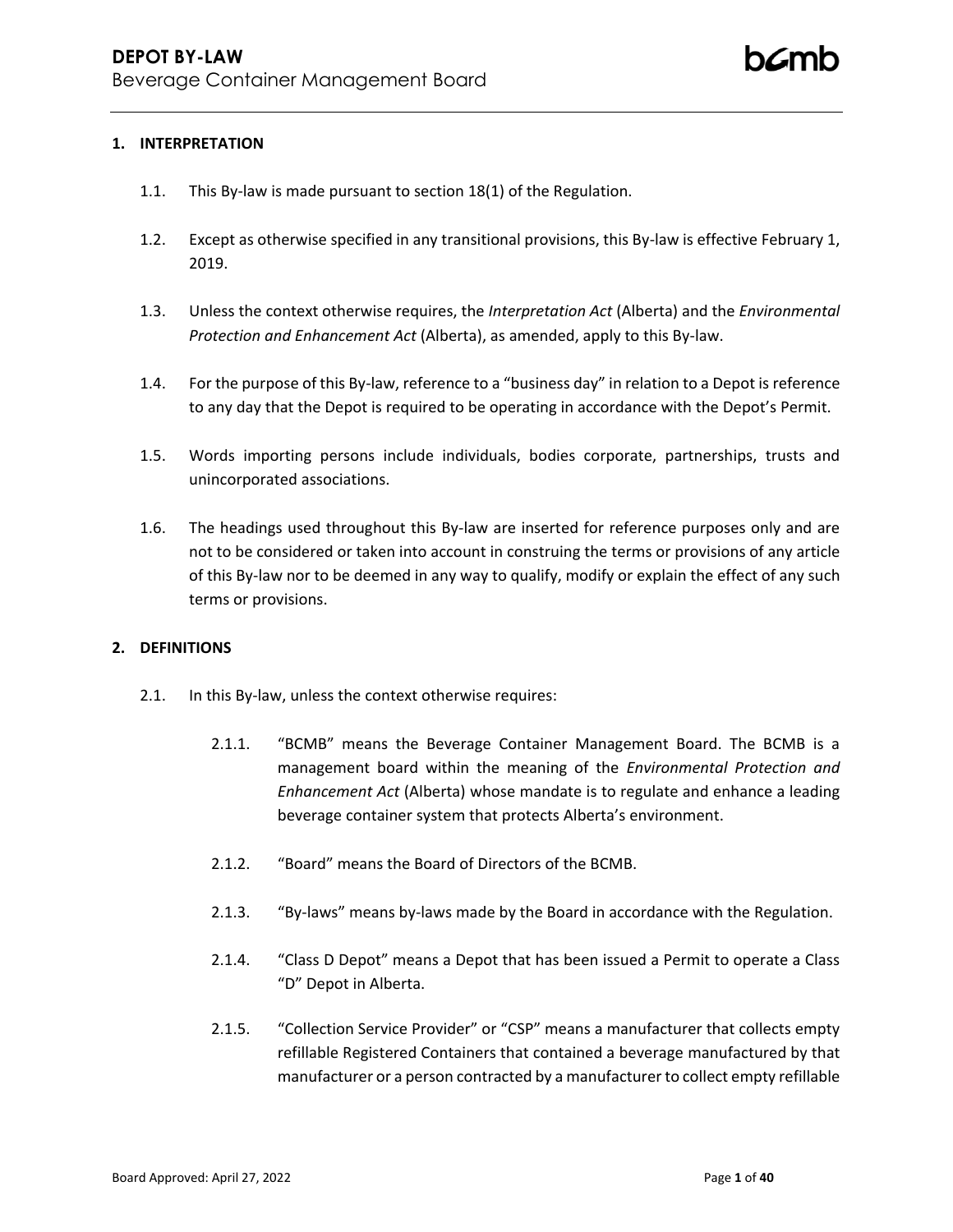# DEPOT BY-LAW

Beverage Container Management Board

## 1. INTERPRETATION

1.1. This By-law is made pursuant to section 18(1) of the Regulation.

1.2. Except as otherwise specified in any transitional provisions, this By-law is effective February 1, 2019.

1.3. Unless the context otherwise requires, the *Interpretation Act* (Alberta) and the *Environmental Protection and Enhancement Act* (Alberta), as amended, apply to this By-law.

1.4. For the purpose of this By-law, reference to a "business day" in relation to a Depot is reference to any day that the Depot is required to be operating in accordance with the Depot's Permit.

1.5. Words importing persons include individuals, bodies corporate, partnerships, trusts and unincorporated associations.

1.6. The headings used throughout this By-law are inserted for reference purposes only and are not to be considered or taken into account in construing the terms or provisions of any article of this By-law nor to be deemed in any way to qualify, modify or explain the effect of any such terms or provisions.

## 2. DEFINITIONS

2.1. In this By-law, unless the context otherwise requires:

2.1.1. "BCMB" means the Beverage Container Management Board. The BCMB is a management board within the meaning of the *Environmental Protection and Enhancement Act* (Alberta) whose mandate is to regulate and enhance a leading beverage container system that protects Alberta's environment.

2.1.2. "Board" means the Board of Directors of the BCMB.

2.1.3. "By-laws" means by-laws made by the Board in accordance with the Regulation.

2.1.4. "Class D Depot" means a Depot that has been issued a Permit to operate a Class "D" Depot in Alberta.

2.1.5. "Collection Service Provider" or "CSP" means a manufacturer that collects empty refillable Registered Containers that contained a beverage manufactured by that manufacturer or a person contracted by a manufacturer to collect empty refillable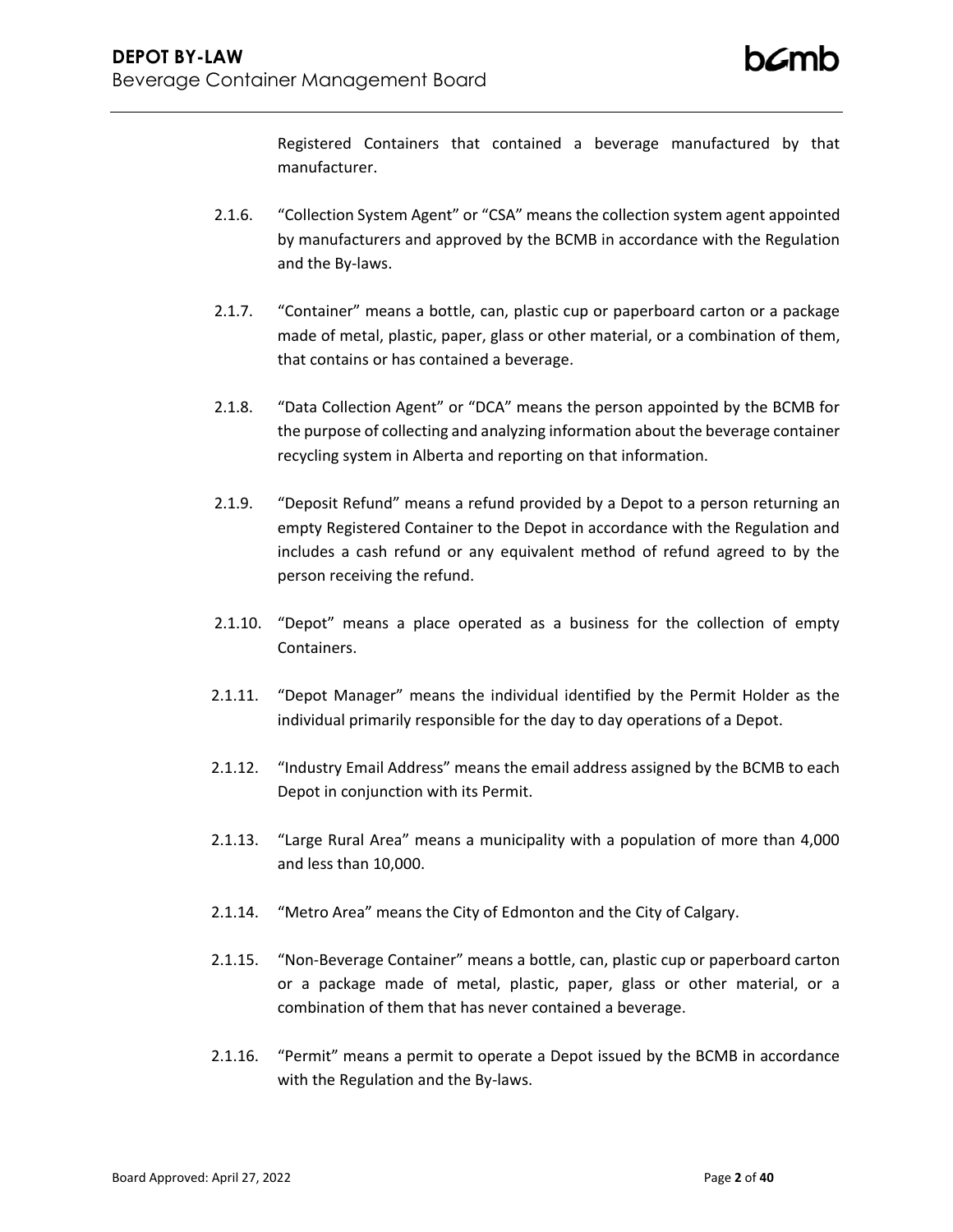Registered Containers that contained a beverage manufactured by that manufacturer.

2.1.6. “Collection System Agent” or “CSA” means the collection system agent appointed by manufacturers and approved by the BCMB in accordance with the Regulation and the By-laws.

2.1.7. “Container” means a bottle, can, plastic cup or paperboard carton or a package made of metal, plastic, paper, glass or other material, or a combination of them, that contains or has contained a beverage.

2.1.8. “Data Collection Agent” or “DCA” means the person appointed by the BCMB for the purpose of collecting and analyzing information about the beverage container recycling system in Alberta and reporting on that information.

2.1.9. “Deposit Refund” means a refund provided by a Depot to a person returning an empty Registered Container to the Depot in accordance with the Regulation and includes a cash refund or any equivalent method of refund agreed to by the person receiving the refund.

2.1.10. “Depot” means a place operated as a business for the collection of empty Containers.

2.1.11. “Depot Manager” means the individual identified by the Permit Holder as the individual primarily responsible for the day to day operations of a Depot.

2.1.12. “Industry Email Address” means the email address assigned by the BCMB to each Depot in conjunction with its Permit.

2.1.13. “Large Rural Area” means a municipality with a population of more than 4,000 and less than 10,000.

2.1.14. “Metro Area” means the City of Edmonton and the City of Calgary.

2.1.15. “Non-Beverage Container” means a bottle, can, plastic cup or paperboard carton or a package made of metal, plastic, paper, glass or other material, or a combination of them that has never contained a beverage.

2.1.16. “Permit” means a permit to operate a Depot issued by the BCMB in accordance with the Regulation and the By-laws.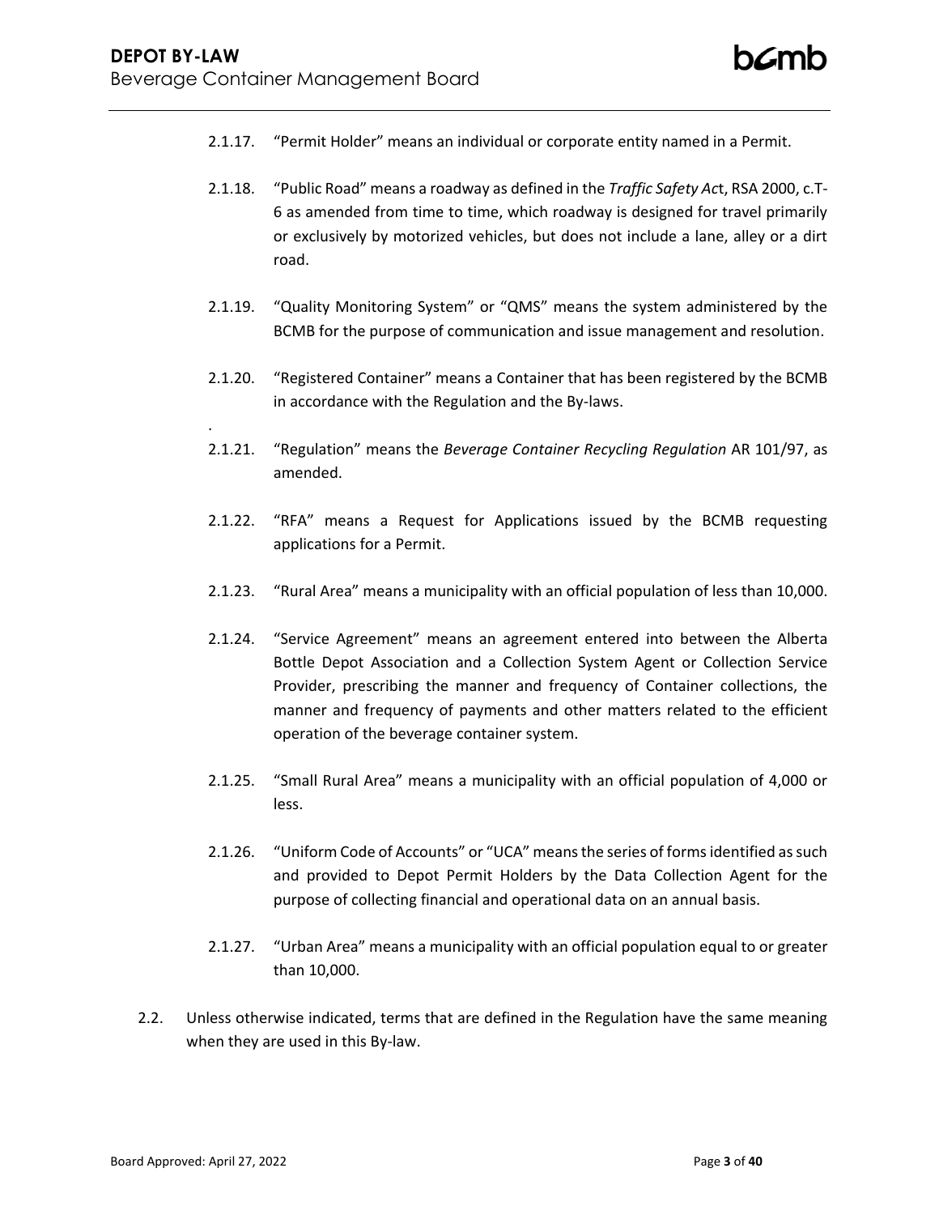2.1.17. "Permit Holder" means an individual or corporate entity named in a Permit.

2.1.18. "Public Road" means a roadway as defined in the *Traffic Safety Ac*t, RSA 2000, c.T-6 as amended from time to time, which roadway is designed for travel primarily or exclusively by motorized vehicles, but does not include a lane, alley or a dirt road.

2.1.19. "Quality Monitoring System" or "QMS" means the system administered by the BCMB for the purpose of communication and issue management and resolution.

2.1.20. "Registered Container" means a Container that has been registered by the BCMB in accordance with the Regulation and the By-laws.

.

2.1.21. "Regulation" means the *Beverage Container Recycling Regulation* AR 101/97, as amended.

2.1.22. "RFA" means a Request for Applications issued by the BCMB requesting applications for a Permit.

2.1.23. "Rural Area" means a municipality with an official population of less than 10,000.

2.1.24. "Service Agreement" means an agreement entered into between the Alberta Bottle Depot Association and a Collection System Agent or Collection Service Provider, prescribing the manner and frequency of Container collections, the manner and frequency of payments and other matters related to the efficient operation of the beverage container system.

2.1.25. "Small Rural Area" means a municipality with an official population of 4,000 or less.

2.1.26. "Uniform Code of Accounts" or "UCA" means the series of forms identified as such and provided to Depot Permit Holders by the Data Collection Agent for the purpose of collecting financial and operational data on an annual basis.

2.1.27. "Urban Area" means a municipality with an official population equal to or greater than 10,000.

2.2. Unless otherwise indicated, terms that are defined in the Regulation have the same meaning when they are used in this By-law.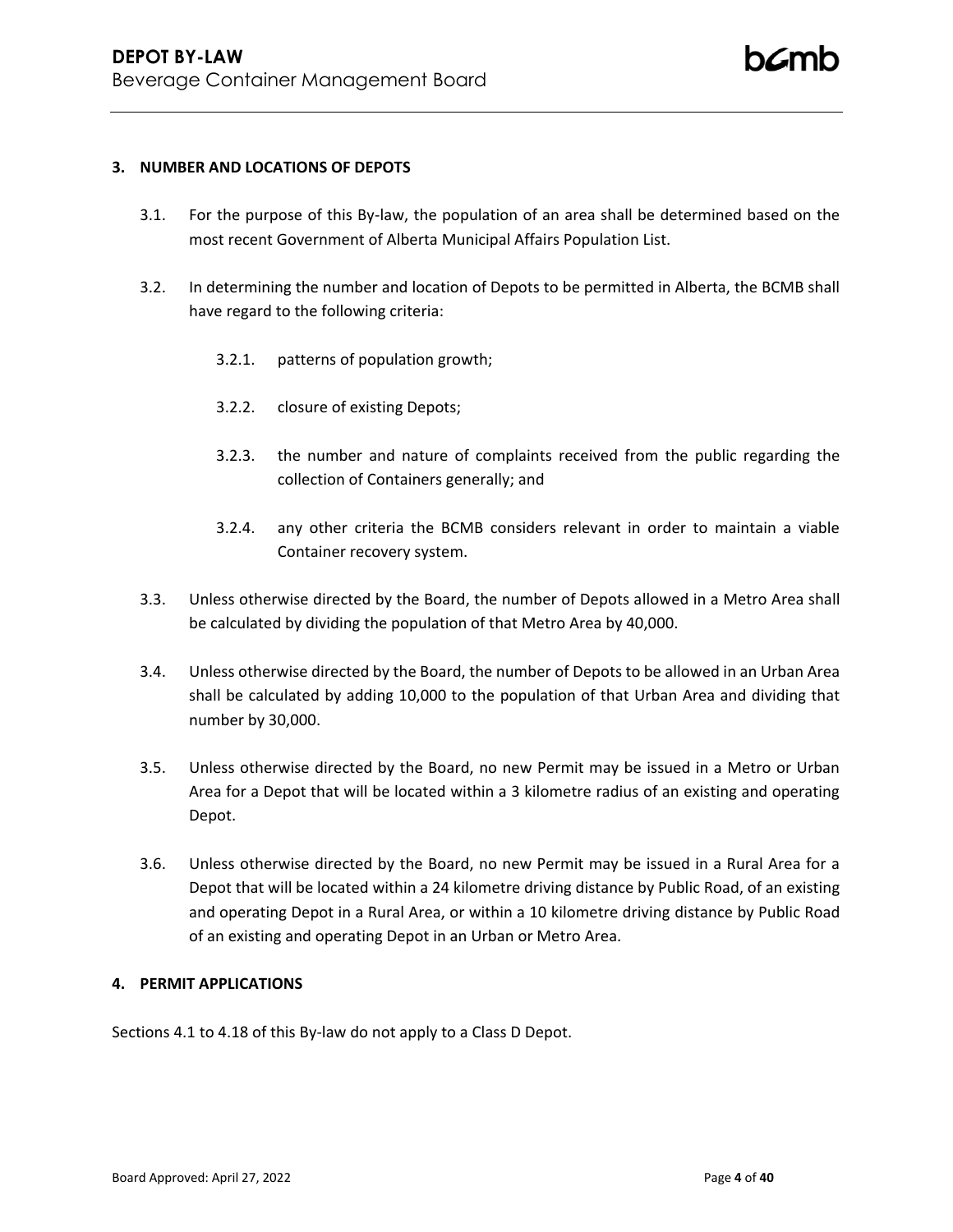## 3. NUMBER AND LOCATIONS OF DEPOTS

3.1. For the purpose of this By-law, the population of an area shall be determined based on the most recent Government of Alberta Municipal Affairs Population List.

3.2. In determining the number and location of Depots to be permitted in Alberta, the BCMB shall have regard to the following criteria:

3.2.1. patterns of population growth;

3.2.2. closure of existing Depots;

3.2.3. the number and nature of complaints received from the public regarding the collection of Containers generally; and

3.2.4. any other criteria the BCMB considers relevant in order to maintain a viable Container recovery system.

3.3. Unless otherwise directed by the Board, the number of Depots allowed in a Metro Area shall be calculated by dividing the population of that Metro Area by 40,000.

3.4. Unless otherwise directed by the Board, the number of Depots to be allowed in an Urban Area shall be calculated by adding 10,000 to the population of that Urban Area and dividing that number by 30,000.

3.5. Unless otherwise directed by the Board, no new Permit may be issued in a Metro or Urban Area for a Depot that will be located within a 3 kilometre radius of an existing and operating Depot.

3.6. Unless otherwise directed by the Board, no new Permit may be issued in a Rural Area for a Depot that will be located within a 24 kilometre driving distance by Public Road, of an existing and operating Depot in a Rural Area, or within a 10 kilometre driving distance by Public Road of an existing and operating Depot in an Urban or Metro Area.

## 4. PERMIT APPLICATIONS

Sections 4.1 to 4.18 of this By-law do not apply to a Class D Depot.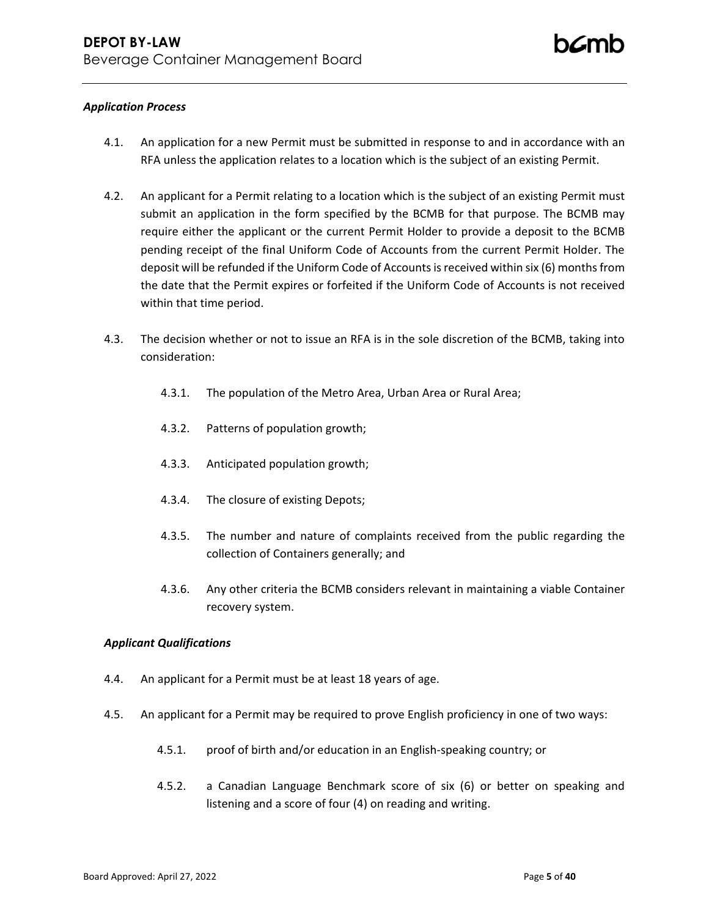***Application Process***

4.1. An application for a new Permit must be submitted in response to and in accordance with an RFA unless the application relates to a location which is the subject of an existing Permit.

4.2. An applicant for a Permit relating to a location which is the subject of an existing Permit must submit an application in the form specified by the BCMB for that purpose. The BCMB may require either the applicant or the current Permit Holder to provide a deposit to the BCMB pending receipt of the final Uniform Code of Accounts from the current Permit Holder. The deposit will be refunded if the Uniform Code of Accounts is received within six (6) months from the date that the Permit expires or forfeited if the Uniform Code of Accounts is not received within that time period.

4.3. The decision whether or not to issue an RFA is in the sole discretion of the BCMB, taking into consideration:

4.3.1. The population of the Metro Area, Urban Area or Rural Area;

4.3.2. Patterns of population growth;

4.3.3. Anticipated population growth;

4.3.4. The closure of existing Depots;

4.3.5. The number and nature of complaints received from the public regarding the collection of Containers generally; and

4.3.6. Any other criteria the BCMB considers relevant in maintaining a viable Container recovery system.

***Applicant Qualifications***

4.4. An applicant for a Permit must be at least 18 years of age.

4.5. An applicant for a Permit may be required to prove English proficiency in one of two ways:

4.5.1. proof of birth and/or education in an English-speaking country; or

4.5.2. a Canadian Language Benchmark score of six (6) or better on speaking and listening and a score of four (4) on reading and writing.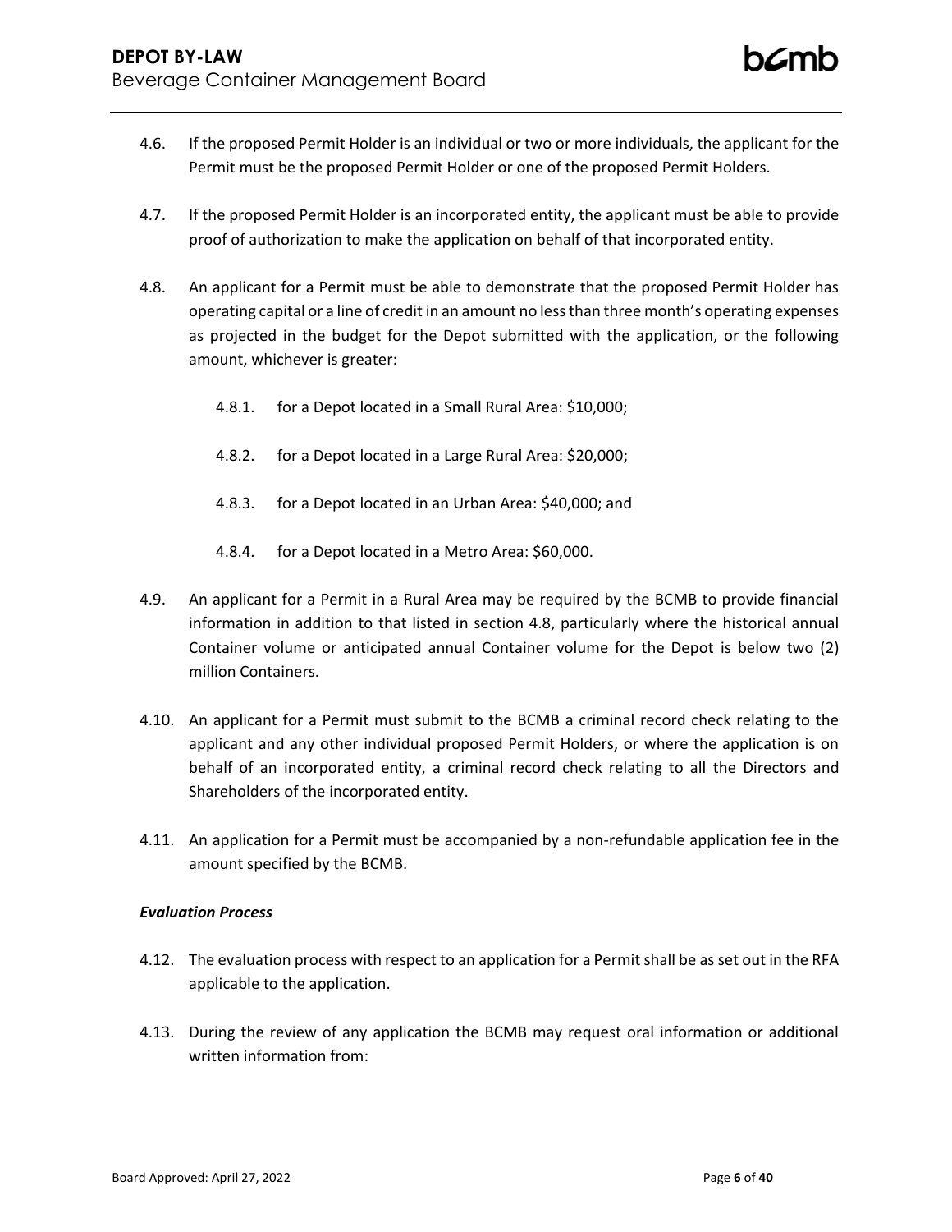4.6. If the proposed Permit Holder is an individual or two or more individuals, the applicant for the Permit must be the proposed Permit Holder or one of the proposed Permit Holders.

4.7. If the proposed Permit Holder is an incorporated entity, the applicant must be able to provide proof of authorization to make the application on behalf of that incorporated entity.

4.8. An applicant for a Permit must be able to demonstrate that the proposed Permit Holder has operating capital or a line of credit in an amount no less than three month's operating expenses as projected in the budget for the Depot submitted with the application, or the following amount, whichever is greater:

 4.8.1. for a Depot located in a Small Rural Area: $10,000;

 4.8.2. for a Depot located in a Large Rural Area: $20,000;

 4.8.3. for a Depot located in an Urban Area: $40,000; and

 4.8.4. for a Depot located in a Metro Area: $60,000.

4.9. An applicant for a Permit in a Rural Area may be required by the BCMB to provide financial information in addition to that listed in section 4.8, particularly where the historical annual Container volume or anticipated annual Container volume for the Depot is below two (2) million Containers.

4.10. An applicant for a Permit must submit to the BCMB a criminal record check relating to the applicant and any other individual proposed Permit Holders, or where the application is on behalf of an incorporated entity, a criminal record check relating to all the Directors and Shareholders of the incorporated entity.

4.11. An application for a Permit must be accompanied by a non-refundable application fee in the amount specified by the BCMB.

***Evaluation Process***

4.12. The evaluation process with respect to an application for a Permit shall be as set out in the RFA applicable to the application.

4.13. During the review of any application the BCMB may request oral information or additional written information from: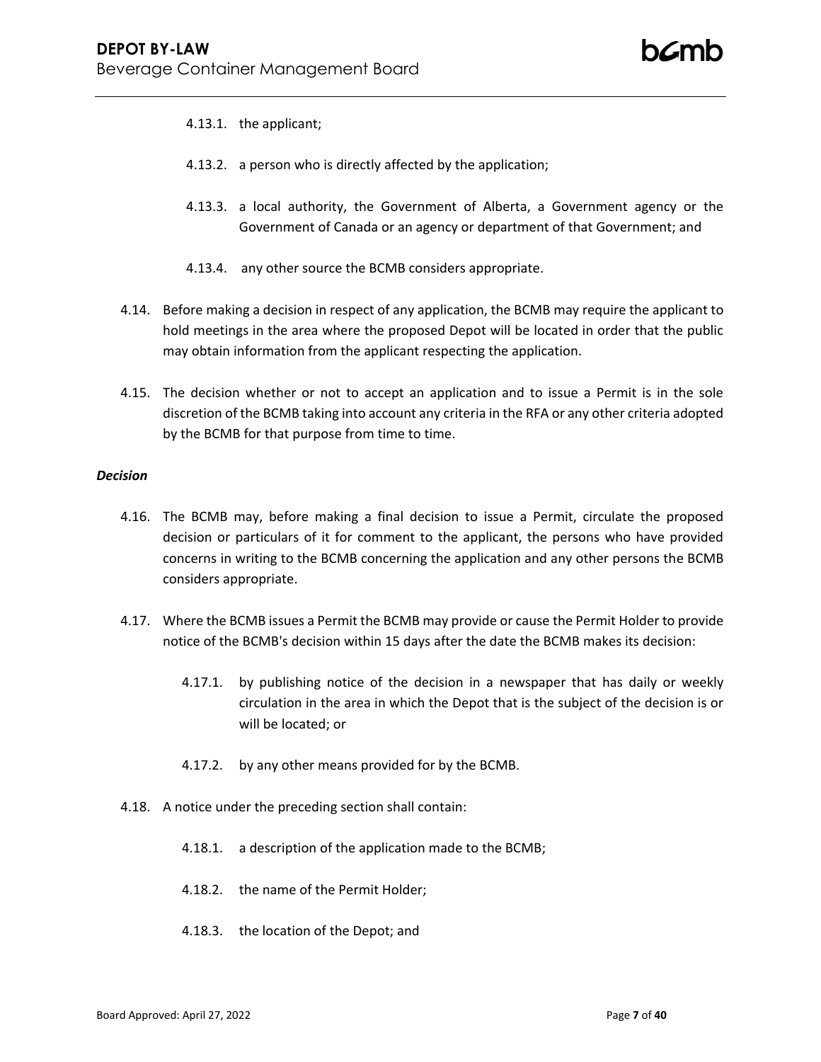4.13.1. the applicant;

4.13.2. a person who is directly affected by the application;

4.13.3. a local authority, the Government of Alberta, a Government agency or the Government of Canada or an agency or department of that Government; and

4.13.4. any other source the BCMB considers appropriate.

4.14. Before making a decision in respect of any application, the BCMB may require the applicant to hold meetings in the area where the proposed Depot will be located in order that the public may obtain information from the applicant respecting the application.

4.15. The decision whether or not to accept an application and to issue a Permit is in the sole discretion of the BCMB taking into account any criteria in the RFA or any other criteria adopted by the BCMB for that purpose from time to time.

***Decision***

4.16. The BCMB may, before making a final decision to issue a Permit, circulate the proposed decision or particulars of it for comment to the applicant, the persons who have provided concerns in writing to the BCMB concerning the application and any other persons the BCMB considers appropriate.

4.17. Where the BCMB issues a Permit the BCMB may provide or cause the Permit Holder to provide notice of the BCMB's decision within 15 days after the date the BCMB makes its decision:

4.17.1. by publishing notice of the decision in a newspaper that has daily or weekly circulation in the area in which the Depot that is the subject of the decision is or will be located; or

4.17.2. by any other means provided for by the BCMB.

4.18. A notice under the preceding section shall contain:

4.18.1. a description of the application made to the BCMB;

4.18.2. the name of the Permit Holder;

4.18.3. the location of the Depot; and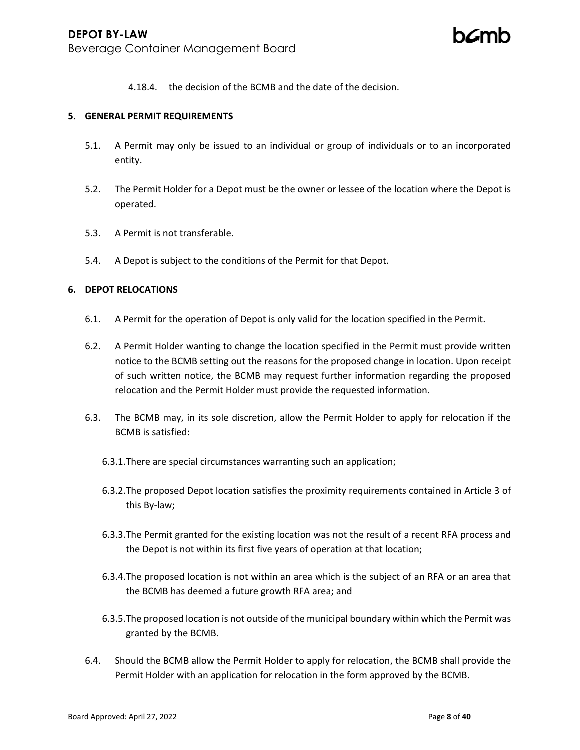4.18.4. the decision of the BCMB and the date of the decision.

## 5. GENERAL PERMIT REQUIREMENTS

5.1. A Permit may only be issued to an individual or group of individuals or to an incorporated entity.

5.2. The Permit Holder for a Depot must be the owner or lessee of the location where the Depot is operated.

5.3. A Permit is not transferable.

5.4. A Depot is subject to the conditions of the Permit for that Depot.

## 6. DEPOT RELOCATIONS

6.1. A Permit for the operation of Depot is only valid for the location specified in the Permit.

6.2. A Permit Holder wanting to change the location specified in the Permit must provide written notice to the BCMB setting out the reasons for the proposed change in location. Upon receipt of such written notice, the BCMB may request further information regarding the proposed relocation and the Permit Holder must provide the requested information.

6.3. The BCMB may, in its sole discretion, allow the Permit Holder to apply for relocation if the BCMB is satisfied:

6.3.1. There are special circumstances warranting such an application;

6.3.2. The proposed Depot location satisfies the proximity requirements contained in Article 3 of this By-law;

6.3.3. The Permit granted for the existing location was not the result of a recent RFA process and the Depot is not within its first five years of operation at that location;

6.3.4. The proposed location is not within an area which is the subject of an RFA or an area that the BCMB has deemed a future growth RFA area; and

6.3.5. The proposed location is not outside of the municipal boundary within which the Permit was granted by the BCMB.

6.4. Should the BCMB allow the Permit Holder to apply for relocation, the BCMB shall provide the Permit Holder with an application for relocation in the form approved by the BCMB.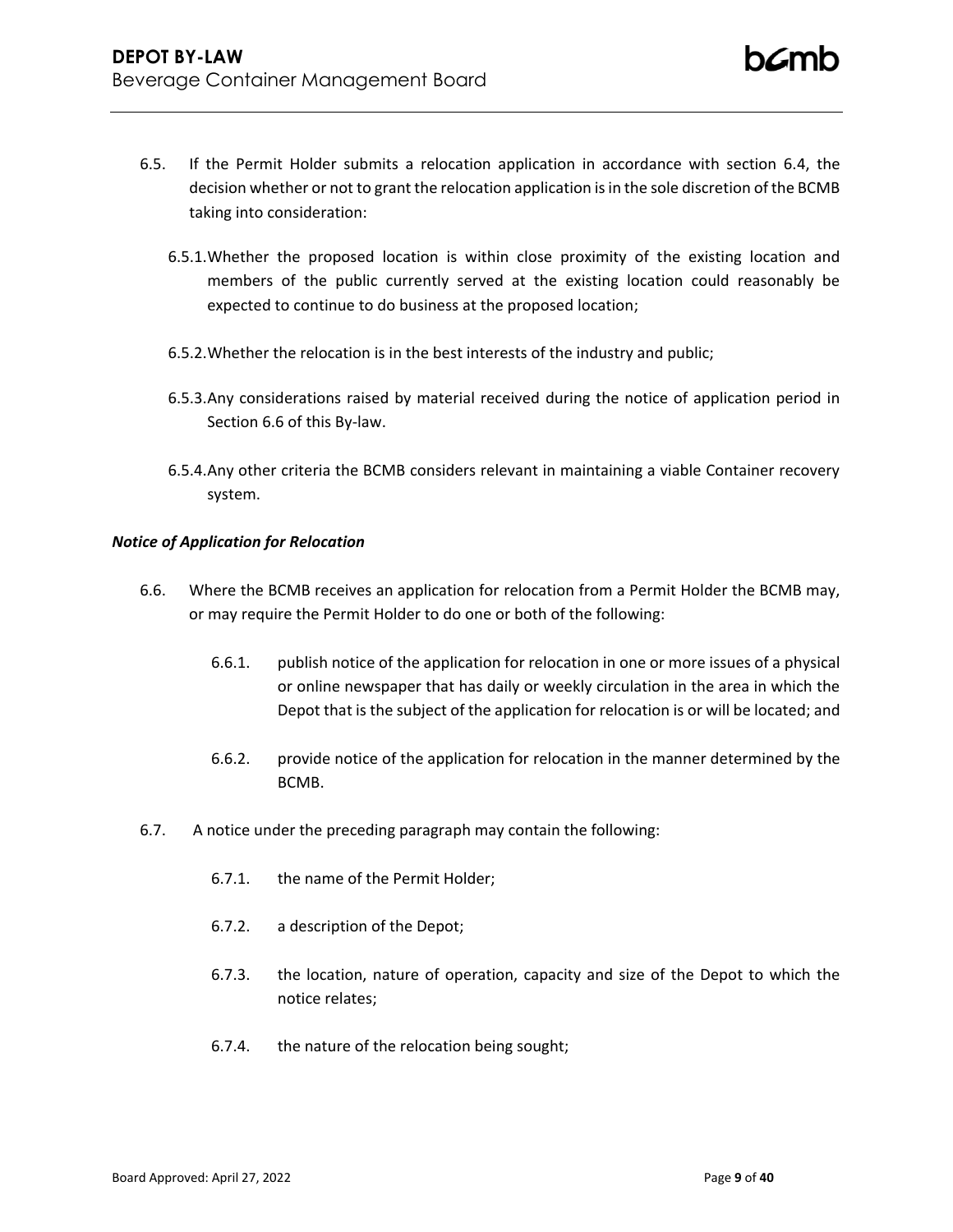6.5. If the Permit Holder submits a relocation application in accordance with section 6.4, the decision whether or not to grant the relocation application is in the sole discretion of the BCMB taking into consideration:

6.5.1. Whether the proposed location is within close proximity of the existing location and members of the public currently served at the existing location could reasonably be expected to continue to do business at the proposed location;

6.5.2. Whether the relocation is in the best interests of the industry and public;

6.5.3. Any considerations raised by material received during the notice of application period in Section 6.6 of this By-law.

6.5.4. Any other criteria the BCMB considers relevant in maintaining a viable Container recovery system.

***Notice of Application for Relocation***

6.6. Where the BCMB receives an application for relocation from a Permit Holder the BCMB may, or may require the Permit Holder to do one or both of the following:

6.6.1. publish notice of the application for relocation in one or more issues of a physical or online newspaper that has daily or weekly circulation in the area in which the Depot that is the subject of the application for relocation is or will be located; and

6.6.2. provide notice of the application for relocation in the manner determined by the BCMB.

6.7. A notice under the preceding paragraph may contain the following:

6.7.1. the name of the Permit Holder;

6.7.2. a description of the Depot;

6.7.3. the location, nature of operation, capacity and size of the Depot to which the notice relates;

6.7.4. the nature of the relocation being sought;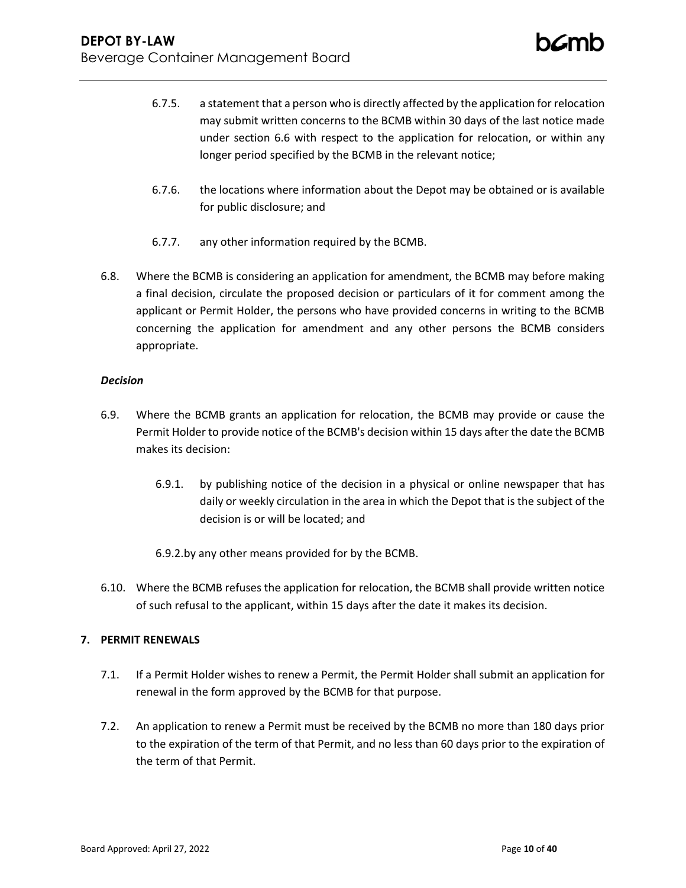6.7.5. a statement that a person who is directly affected by the application for relocation may submit written concerns to the BCMB within 30 days of the last notice made under section 6.6 with respect to the application for relocation, or within any longer period specified by the BCMB in the relevant notice;

6.7.6. the locations where information about the Depot may be obtained or is available for public disclosure; and

6.7.7. any other information required by the BCMB.

6.8. Where the BCMB is considering an application for amendment, the BCMB may before making a final decision, circulate the proposed decision or particulars of it for comment among the applicant or Permit Holder, the persons who have provided concerns in writing to the BCMB concerning the application for amendment and any other persons the BCMB considers appropriate.

***Decision***

6.9. Where the BCMB grants an application for relocation, the BCMB may provide or cause the Permit Holder to provide notice of the BCMB's decision within 15 days after the date the BCMB makes its decision:

6.9.1. by publishing notice of the decision in a physical or online newspaper that has daily or weekly circulation in the area in which the Depot that is the subject of the decision is or will be located; and

6.9.2. by any other means provided for by the BCMB.

6.10. Where the BCMB refuses the application for relocation, the BCMB shall provide written notice of such refusal to the applicant, within 15 days after the date it makes its decision.

## 7. PERMIT RENEWALS

7.1. If a Permit Holder wishes to renew a Permit, the Permit Holder shall submit an application for renewal in the form approved by the BCMB for that purpose.

7.2. An application to renew a Permit must be received by the BCMB no more than 180 days prior to the expiration of the term of that Permit, and no less than 60 days prior to the expiration of the term of that Permit.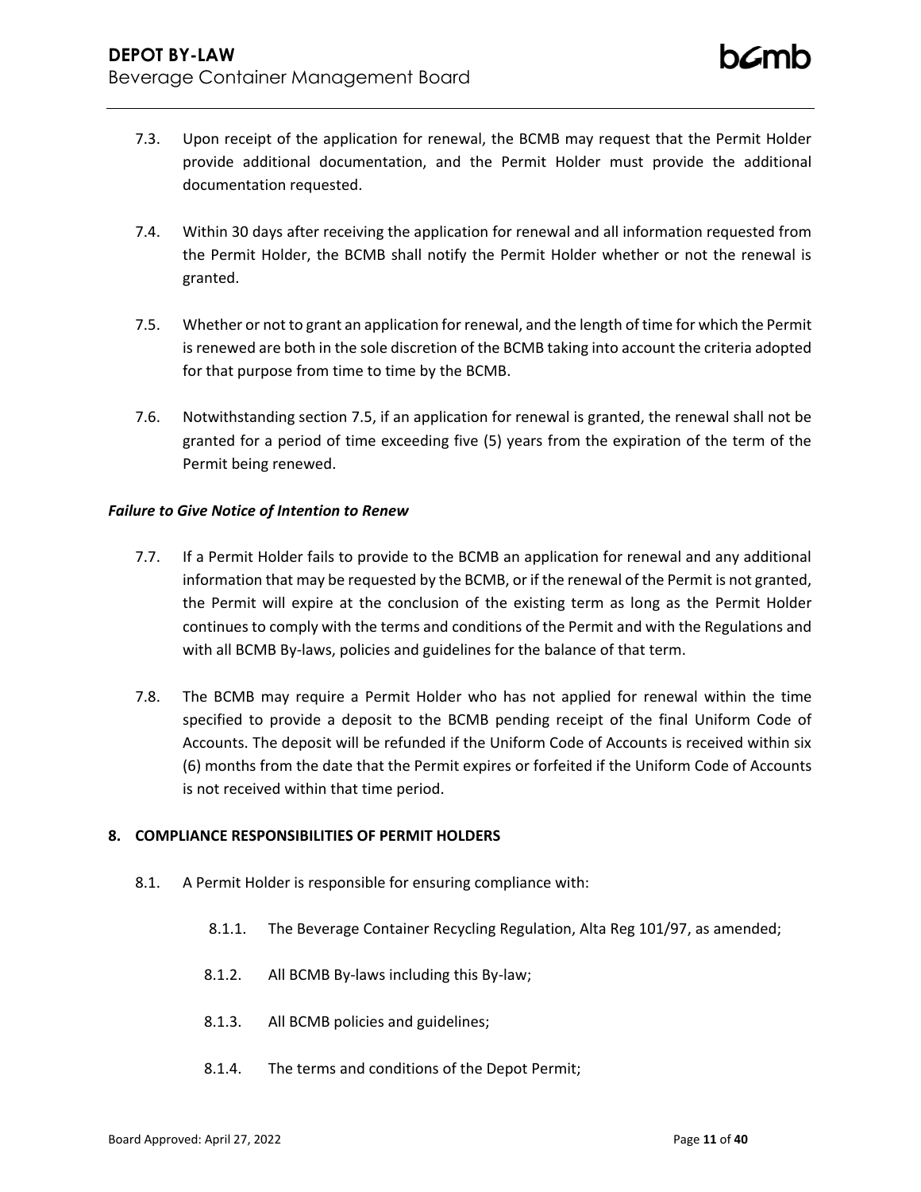7.3. Upon receipt of the application for renewal, the BCMB may request that the Permit Holder provide additional documentation, and the Permit Holder must provide the additional documentation requested.

7.4. Within 30 days after receiving the application for renewal and all information requested from the Permit Holder, the BCMB shall notify the Permit Holder whether or not the renewal is granted.

7.5. Whether or not to grant an application for renewal, and the length of time for which the Permit is renewed are both in the sole discretion of the BCMB taking into account the criteria adopted for that purpose from time to time by the BCMB.

7.6. Notwithstanding section 7.5, if an application for renewal is granted, the renewal shall not be granted for a period of time exceeding five (5) years from the expiration of the term of the Permit being renewed.

***Failure to Give Notice of Intention to Renew***

7.7. If a Permit Holder fails to provide to the BCMB an application for renewal and any additional information that may be requested by the BCMB, or if the renewal of the Permit is not granted, the Permit will expire at the conclusion of the existing term as long as the Permit Holder continues to comply with the terms and conditions of the Permit and with the Regulations and with all BCMB By-laws, policies and guidelines for the balance of that term.

7.8. The BCMB may require a Permit Holder who has not applied for renewal within the time specified to provide a deposit to the BCMB pending receipt of the final Uniform Code of Accounts. The deposit will be refunded if the Uniform Code of Accounts is received within six (6) months from the date that the Permit expires or forfeited if the Uniform Code of Accounts is not received within that time period.

## 8. COMPLIANCE RESPONSIBILITIES OF PERMIT HOLDERS

8.1. A Permit Holder is responsible for ensuring compliance with:

- 8.1.1. The Beverage Container Recycling Regulation, Alta Reg 101/97, as amended;
- 8.1.2. All BCMB By-laws including this By-law;
- 8.1.3. All BCMB policies and guidelines;
- 8.1.4. The terms and conditions of the Depot Permit;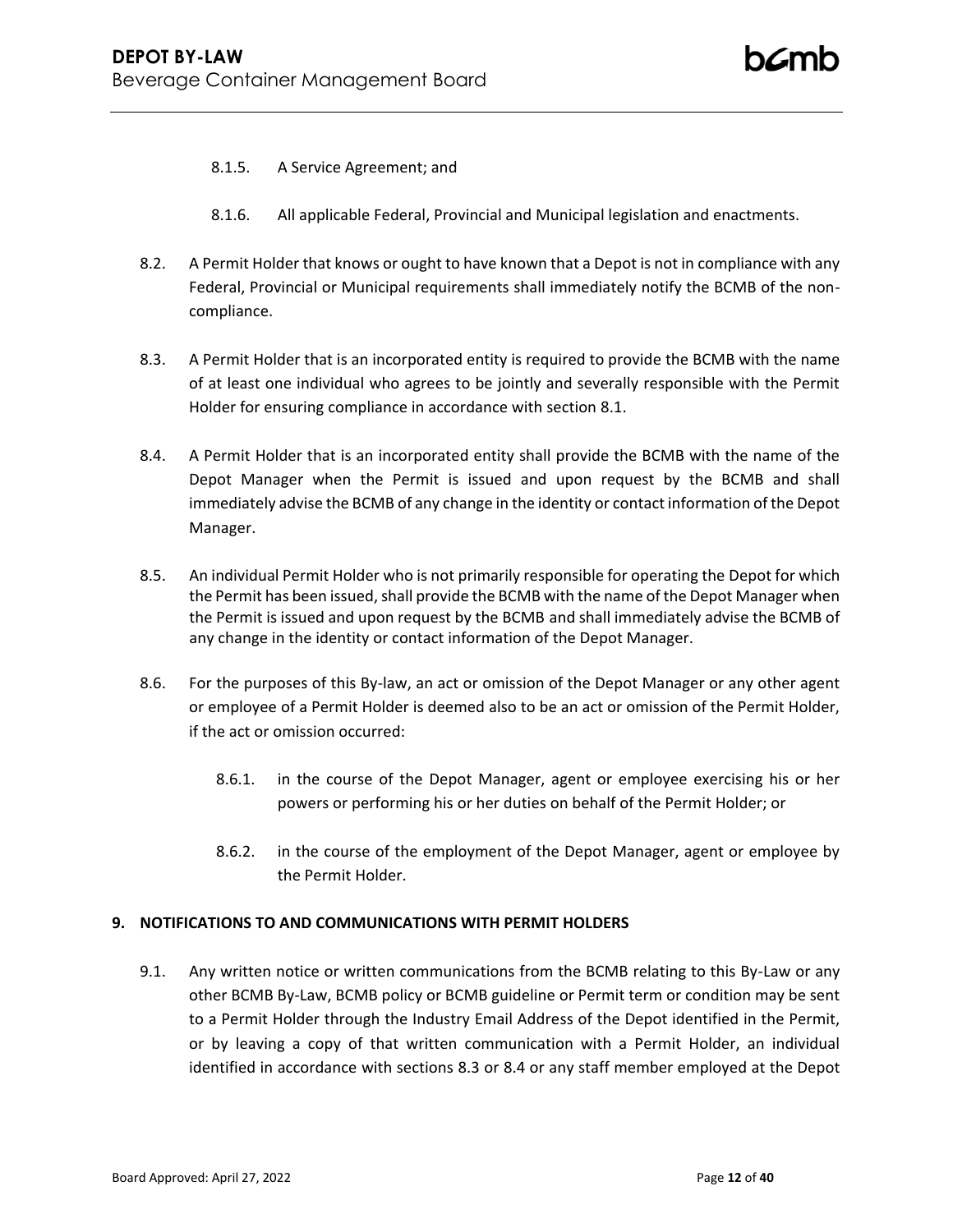8.1.5. A Service Agreement; and

8.1.6. All applicable Federal, Provincial and Municipal legislation and enactments.

8.2. A Permit Holder that knows or ought to have known that a Depot is not in compliance with any Federal, Provincial or Municipal requirements shall immediately notify the BCMB of the non-compliance.

8.3. A Permit Holder that is an incorporated entity is required to provide the BCMB with the name of at least one individual who agrees to be jointly and severally responsible with the Permit Holder for ensuring compliance in accordance with section 8.1.

8.4. A Permit Holder that is an incorporated entity shall provide the BCMB with the name of the Depot Manager when the Permit is issued and upon request by the BCMB and shall immediately advise the BCMB of any change in the identity or contact information of the Depot Manager.

8.5. An individual Permit Holder who is not primarily responsible for operating the Depot for which the Permit has been issued, shall provide the BCMB with the name of the Depot Manager when the Permit is issued and upon request by the BCMB and shall immediately advise the BCMB of any change in the identity or contact information of the Depot Manager.

8.6. For the purposes of this By-law, an act or omission of the Depot Manager or any other agent or employee of a Permit Holder is deemed also to be an act or omission of the Permit Holder, if the act or omission occurred:

8.6.1. in the course of the Depot Manager, agent or employee exercising his or her powers or performing his or her duties on behalf of the Permit Holder; or

8.6.2. in the course of the employment of the Depot Manager, agent or employee by the Permit Holder.

## 9. NOTIFICATIONS TO AND COMMUNICATIONS WITH PERMIT HOLDERS

9.1. Any written notice or written communications from the BCMB relating to this By-Law or any other BCMB By-Law, BCMB policy or BCMB guideline or Permit term or condition may be sent to a Permit Holder through the Industry Email Address of the Depot identified in the Permit, or by leaving a copy of that written communication with a Permit Holder, an individual identified in accordance with sections 8.3 or 8.4 or any staff member employed at the Depot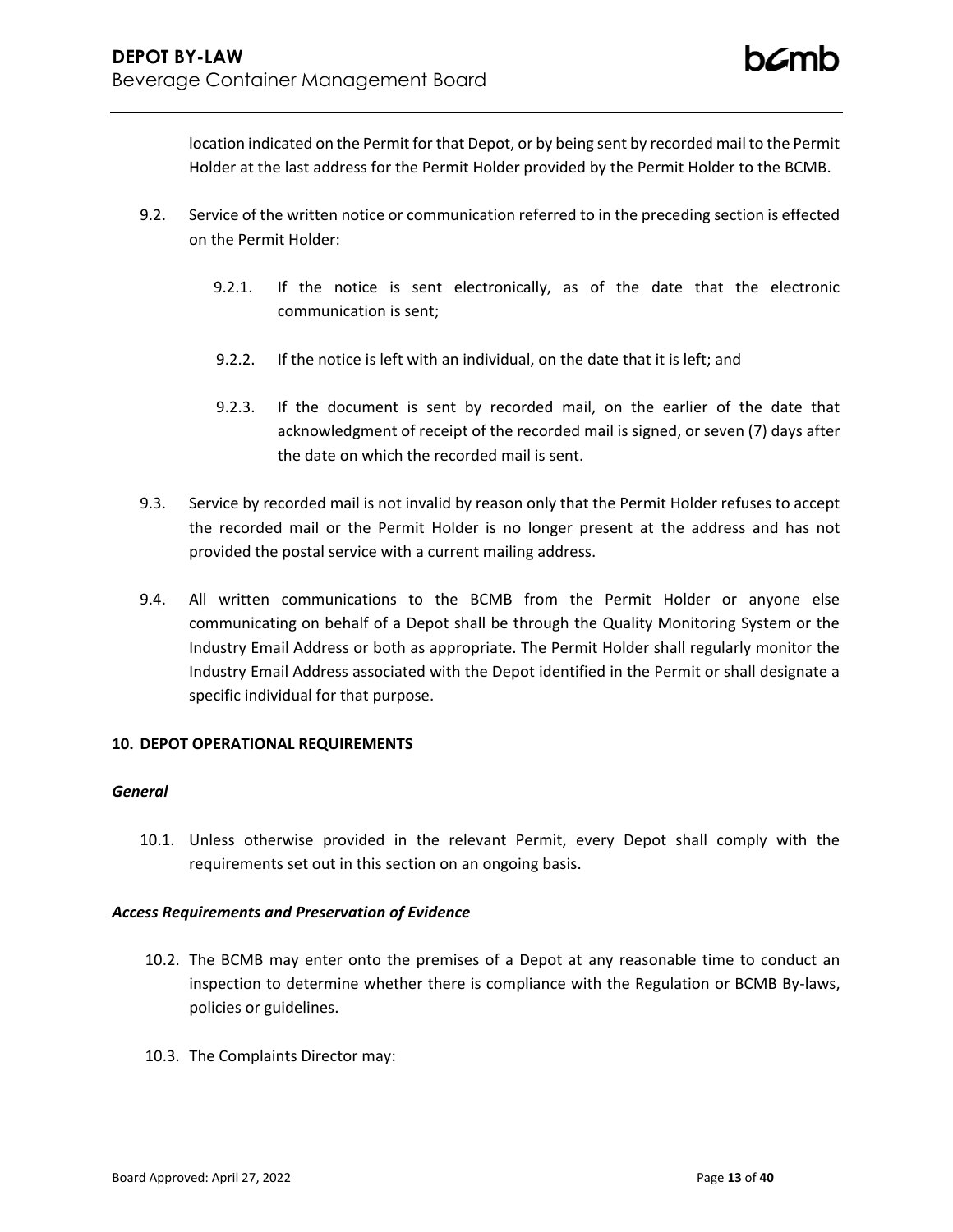location indicated on the Permit for that Depot, or by being sent by recorded mail to the Permit Holder at the last address for the Permit Holder provided by the Permit Holder to the BCMB.

9.2. Service of the written notice or communication referred to in the preceding section is effected on the Permit Holder:

  9.2.1. If the notice is sent electronically, as of the date that the electronic communication is sent;

  9.2.2. If the notice is left with an individual, on the date that it is left; and

  9.2.3. If the document is sent by recorded mail, on the earlier of the date that acknowledgment of receipt of the recorded mail is signed, or seven (7) days after the date on which the recorded mail is sent.

9.3. Service by recorded mail is not invalid by reason only that the Permit Holder refuses to accept the recorded mail or the Permit Holder is no longer present at the address and has not provided the postal service with a current mailing address.

9.4. All written communications to the BCMB from the Permit Holder or anyone else communicating on behalf of a Depot shall be through the Quality Monitoring System or the Industry Email Address or both as appropriate. The Permit Holder shall regularly monitor the Industry Email Address associated with the Depot identified in the Permit or shall designate a specific individual for that purpose.

## 10. DEPOT OPERATIONAL REQUIREMENTS

### *General*

10.1. Unless otherwise provided in the relevant Permit, every Depot shall comply with the requirements set out in this section on an ongoing basis.

### *Access Requirements and Preservation of Evidence*

10.2. The BCMB may enter onto the premises of a Depot at any reasonable time to conduct an inspection to determine whether there is compliance with the Regulation or BCMB By-laws, policies or guidelines.

10.3. The Complaints Director may: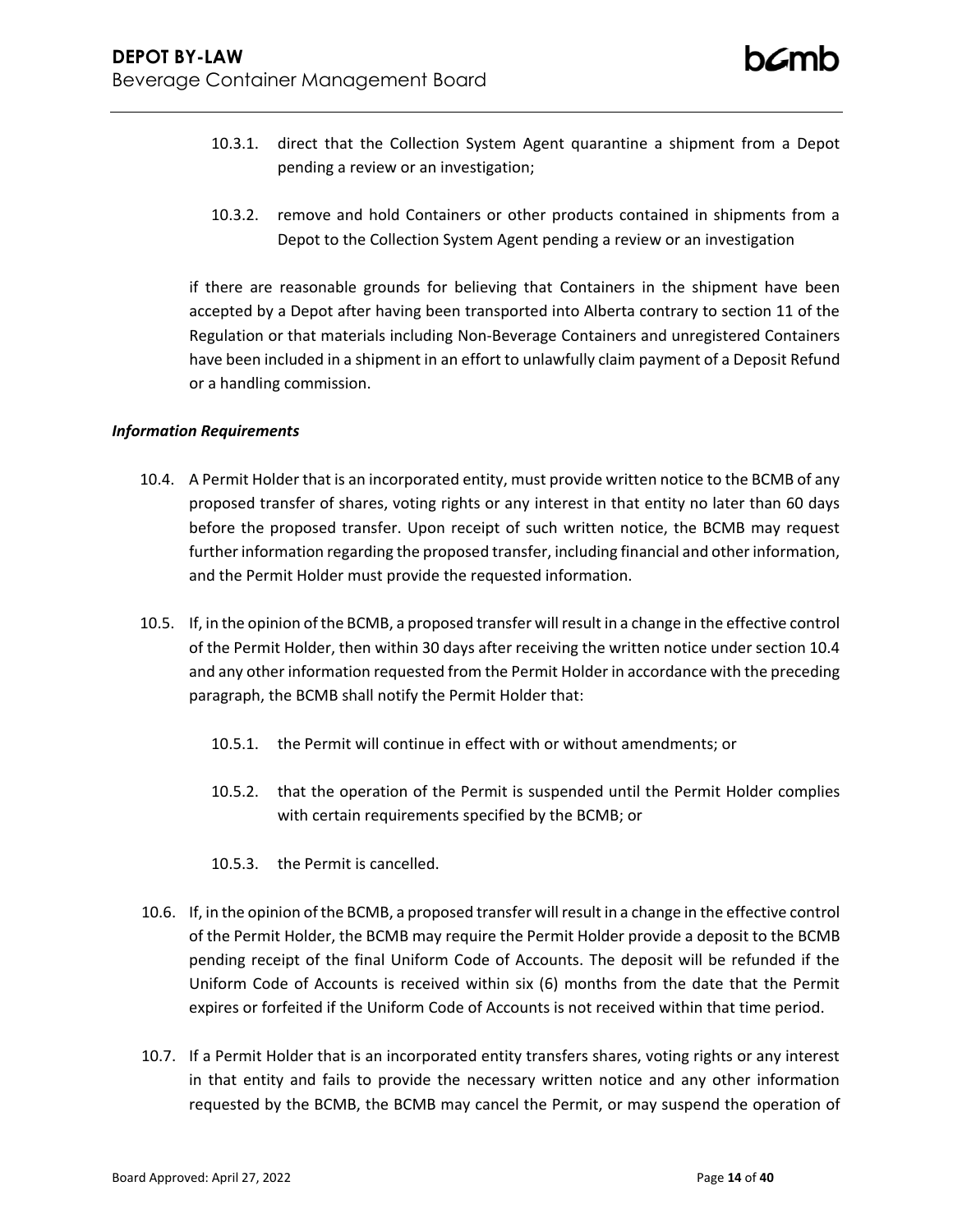10.3.1. direct that the Collection System Agent quarantine a shipment from a Depot pending a review or an investigation;

10.3.2. remove and hold Containers or other products contained in shipments from a Depot to the Collection System Agent pending a review or an investigation

if there are reasonable grounds for believing that Containers in the shipment have been accepted by a Depot after having been transported into Alberta contrary to section 11 of the Regulation or that materials including Non-Beverage Containers and unregistered Containers have been included in a shipment in an effort to unlawfully claim payment of a Deposit Refund or a handling commission.

***Information Requirements***

10.4. A Permit Holder that is an incorporated entity, must provide written notice to the BCMB of any proposed transfer of shares, voting rights or any interest in that entity no later than 60 days before the proposed transfer. Upon receipt of such written notice, the BCMB may request further information regarding the proposed transfer, including financial and other information, and the Permit Holder must provide the requested information.

10.5. If, in the opinion of the BCMB, a proposed transfer will result in a change in the effective control of the Permit Holder, then within 30 days after receiving the written notice under section 10.4 and any other information requested from the Permit Holder in accordance with the preceding paragraph, the BCMB shall notify the Permit Holder that:

10.5.1. the Permit will continue in effect with or without amendments; or

10.5.2. that the operation of the Permit is suspended until the Permit Holder complies with certain requirements specified by the BCMB; or

10.5.3. the Permit is cancelled.

10.6. If, in the opinion of the BCMB, a proposed transfer will result in a change in the effective control of the Permit Holder, the BCMB may require the Permit Holder provide a deposit to the BCMB pending receipt of the final Uniform Code of Accounts. The deposit will be refunded if the Uniform Code of Accounts is received within six (6) months from the date that the Permit expires or forfeited if the Uniform Code of Accounts is not received within that time period.

10.7. If a Permit Holder that is an incorporated entity transfers shares, voting rights or any interest in that entity and fails to provide the necessary written notice and any other information requested by the BCMB, the BCMB may cancel the Permit, or may suspend the operation of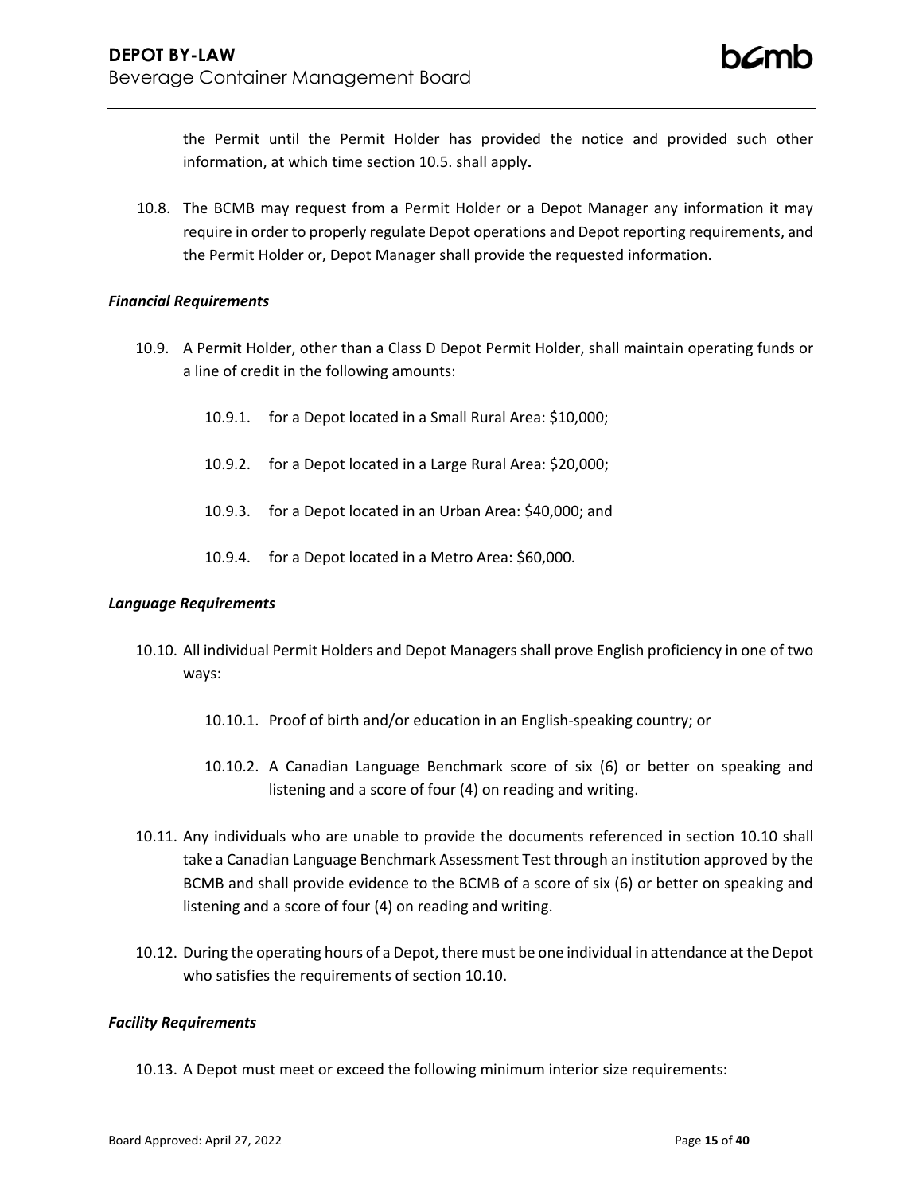the Permit until the Permit Holder has provided the notice and provided such other information, at which time section 10.5. shall apply**.**

10.8. The BCMB may request from a Permit Holder or a Depot Manager any information it may require in order to properly regulate Depot operations and Depot reporting requirements, and the Permit Holder or, Depot Manager shall provide the requested information.

***Financial Requirements***

10.9. A Permit Holder, other than a Class D Depot Permit Holder, shall maintain operating funds or a line of credit in the following amounts:

10.9.1. for a Depot located in a Small Rural Area: $10,000;

10.9.2. for a Depot located in a Large Rural Area: $20,000;

10.9.3. for a Depot located in an Urban Area: $40,000; and

10.9.4. for a Depot located in a Metro Area: $60,000.

***Language Requirements***

10.10. All individual Permit Holders and Depot Managers shall prove English proficiency in one of two ways:

10.10.1. Proof of birth and/or education in an English-speaking country; or

10.10.2. A Canadian Language Benchmark score of six (6) or better on speaking and listening and a score of four (4) on reading and writing.

10.11. Any individuals who are unable to provide the documents referenced in section 10.10 shall take a Canadian Language Benchmark Assessment Test through an institution approved by the BCMB and shall provide evidence to the BCMB of a score of six (6) or better on speaking and listening and a score of four (4) on reading and writing.

10.12. During the operating hours of a Depot, there must be one individual in attendance at the Depot who satisfies the requirements of section 10.10.

***Facility Requirements***

10.13. A Depot must meet or exceed the following minimum interior size requirements: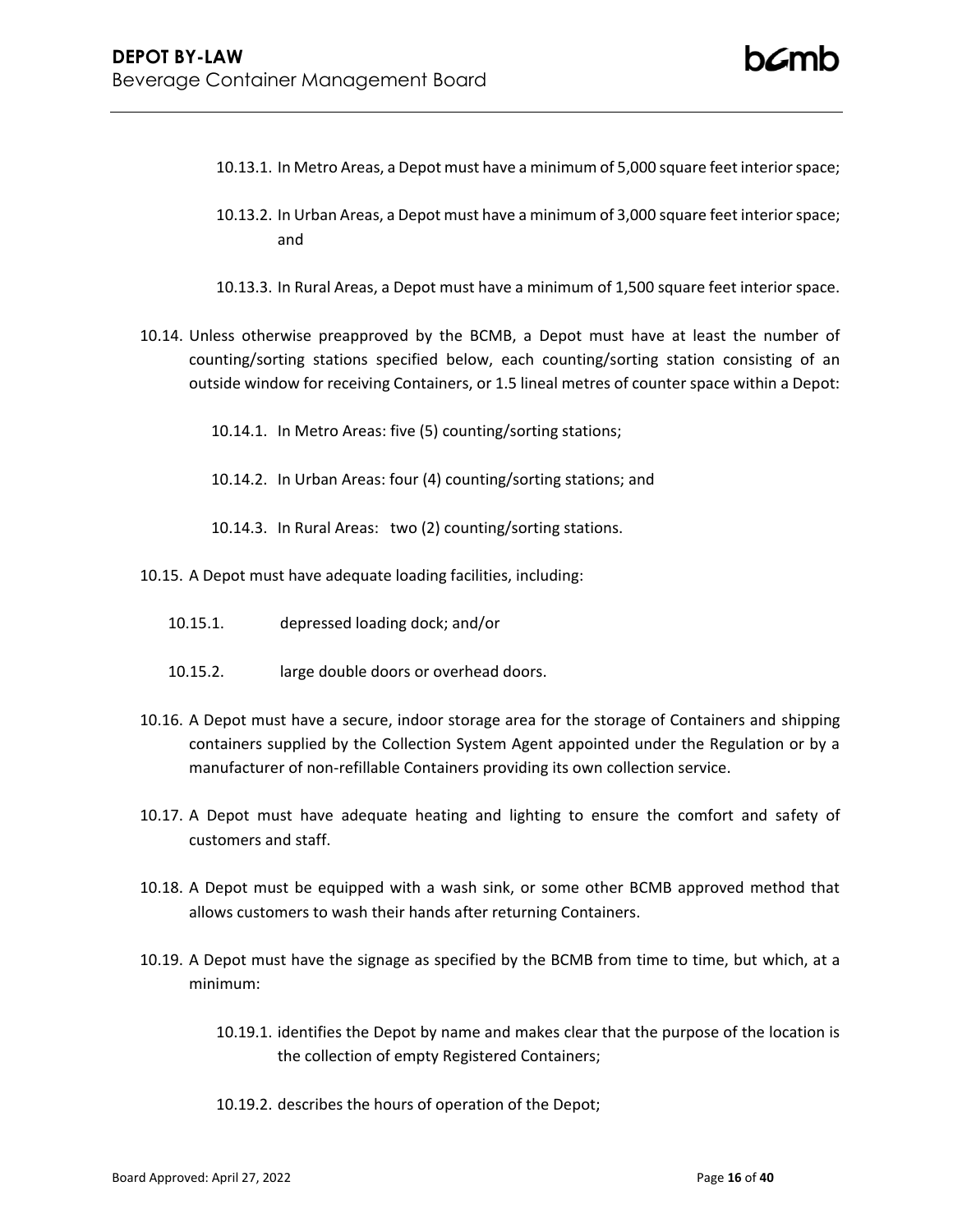10.13.1. In Metro Areas, a Depot must have a minimum of 5,000 square feet interior space;

10.13.2. In Urban Areas, a Depot must have a minimum of 3,000 square feet interior space; and

10.13.3. In Rural Areas, a Depot must have a minimum of 1,500 square feet interior space.

10.14. Unless otherwise preapproved by the BCMB, a Depot must have at least the number of counting/sorting stations specified below, each counting/sorting station consisting of an outside window for receiving Containers, or 1.5 lineal metres of counter space within a Depot:

10.14.1. In Metro Areas: five (5) counting/sorting stations;

10.14.2. In Urban Areas: four (4) counting/sorting stations; and

10.14.3. In Rural Areas: two (2) counting/sorting stations.

10.15. A Depot must have adequate loading facilities, including:

10.15.1. depressed loading dock; and/or

10.15.2. large double doors or overhead doors.

10.16. A Depot must have a secure, indoor storage area for the storage of Containers and shipping containers supplied by the Collection System Agent appointed under the Regulation or by a manufacturer of non-refillable Containers providing its own collection service.

10.17. A Depot must have adequate heating and lighting to ensure the comfort and safety of customers and staff.

10.18. A Depot must be equipped with a wash sink, or some other BCMB approved method that allows customers to wash their hands after returning Containers.

10.19. A Depot must have the signage as specified by the BCMB from time to time, but which, at a minimum:

10.19.1. identifies the Depot by name and makes clear that the purpose of the location is the collection of empty Registered Containers;

10.19.2. describes the hours of operation of the Depot;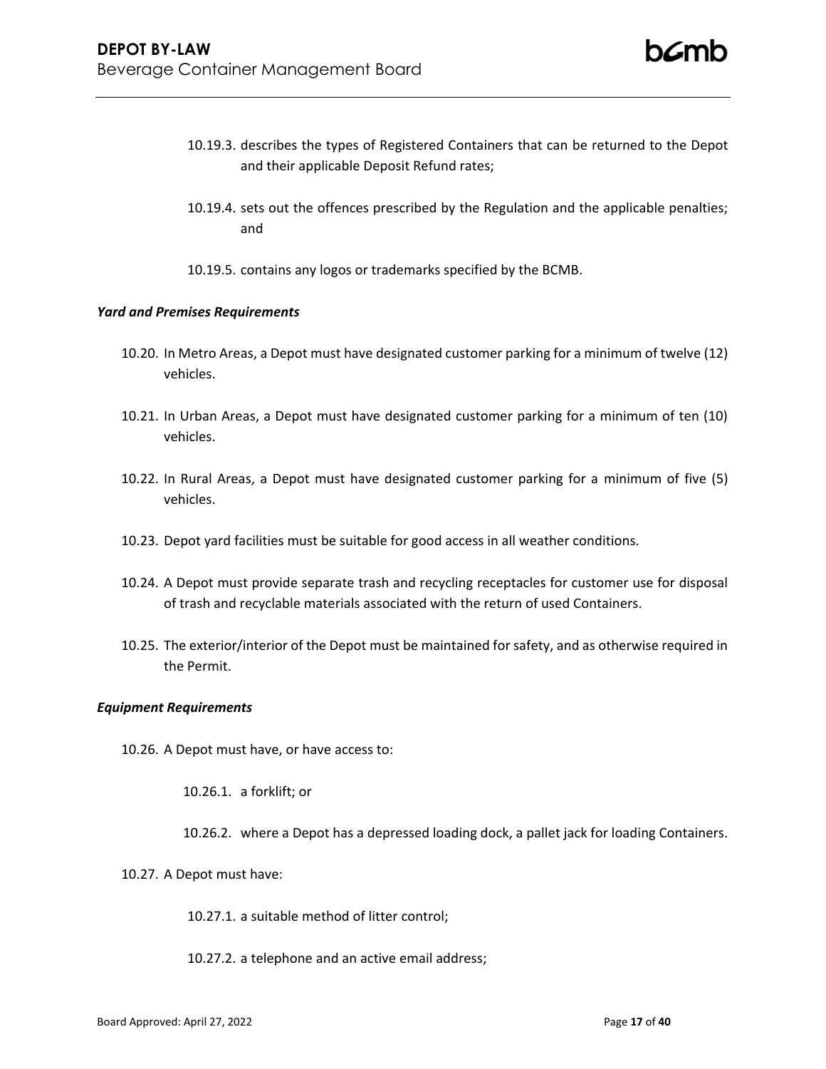10.19.3. describes the types of Registered Containers that can be returned to the Depot and their applicable Deposit Refund rates;

10.19.4. sets out the offences prescribed by the Regulation and the applicable penalties; and

10.19.5. contains any logos or trademarks specified by the BCMB.

***Yard and Premises Requirements***

10.20. In Metro Areas, a Depot must have designated customer parking for a minimum of twelve (12) vehicles.

10.21. In Urban Areas, a Depot must have designated customer parking for a minimum of ten (10) vehicles.

10.22. In Rural Areas, a Depot must have designated customer parking for a minimum of five (5) vehicles.

10.23. Depot yard facilities must be suitable for good access in all weather conditions.

10.24. A Depot must provide separate trash and recycling receptacles for customer use for disposal of trash and recyclable materials associated with the return of used Containers.

10.25. The exterior/interior of the Depot must be maintained for safety, and as otherwise required in the Permit.

***Equipment Requirements***

10.26. A Depot must have, or have access to:

10.26.1. a forklift; or

10.26.2. where a Depot has a depressed loading dock, a pallet jack for loading Containers.

10.27. A Depot must have:

10.27.1. a suitable method of litter control;

10.27.2. a telephone and an active email address;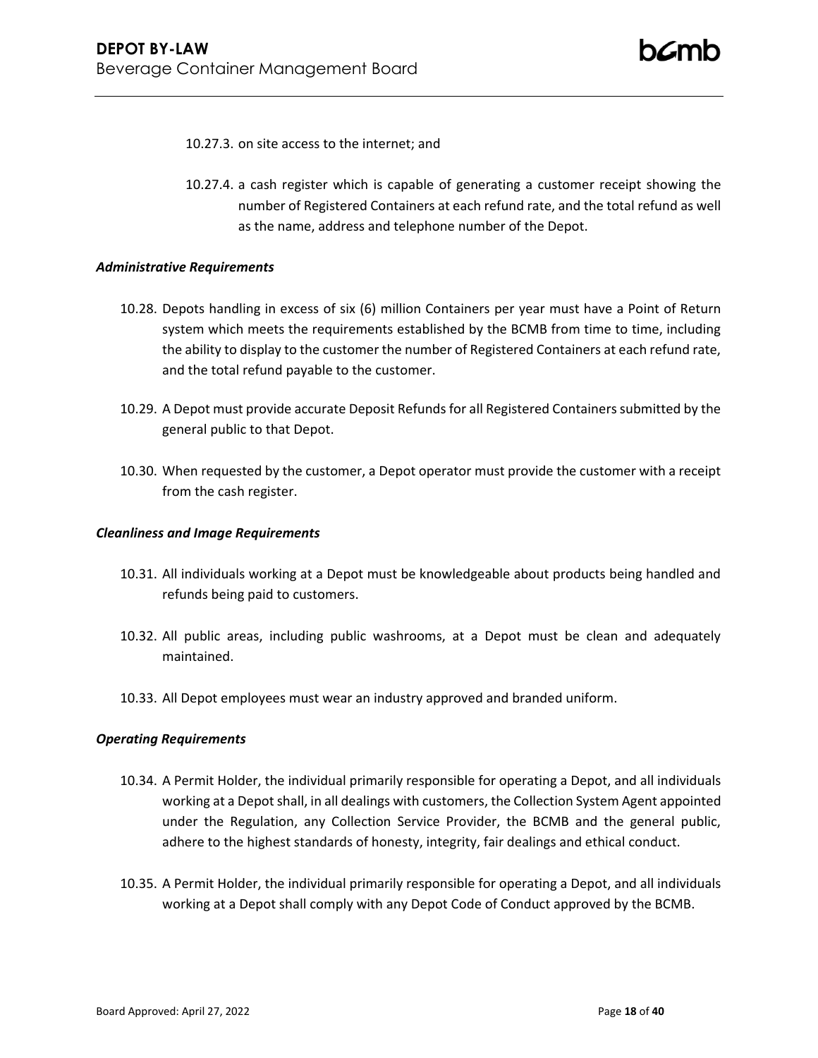10.27.3. on site access to the internet; and

10.27.4. a cash register which is capable of generating a customer receipt showing the number of Registered Containers at each refund rate, and the total refund as well as the name, address and telephone number of the Depot.

***Administrative Requirements***

10.28. Depots handling in excess of six (6) million Containers per year must have a Point of Return system which meets the requirements established by the BCMB from time to time, including the ability to display to the customer the number of Registered Containers at each refund rate, and the total refund payable to the customer.

10.29. A Depot must provide accurate Deposit Refunds for all Registered Containers submitted by the general public to that Depot.

10.30. When requested by the customer, a Depot operator must provide the customer with a receipt from the cash register.

***Cleanliness and Image Requirements***

10.31. All individuals working at a Depot must be knowledgeable about products being handled and refunds being paid to customers.

10.32. All public areas, including public washrooms, at a Depot must be clean and adequately maintained.

10.33. All Depot employees must wear an industry approved and branded uniform.

***Operating Requirements***

10.34. A Permit Holder, the individual primarily responsible for operating a Depot, and all individuals working at a Depot shall, in all dealings with customers, the Collection System Agent appointed under the Regulation, any Collection Service Provider, the BCMB and the general public, adhere to the highest standards of honesty, integrity, fair dealings and ethical conduct.

10.35. A Permit Holder, the individual primarily responsible for operating a Depot, and all individuals working at a Depot shall comply with any Depot Code of Conduct approved by the BCMB.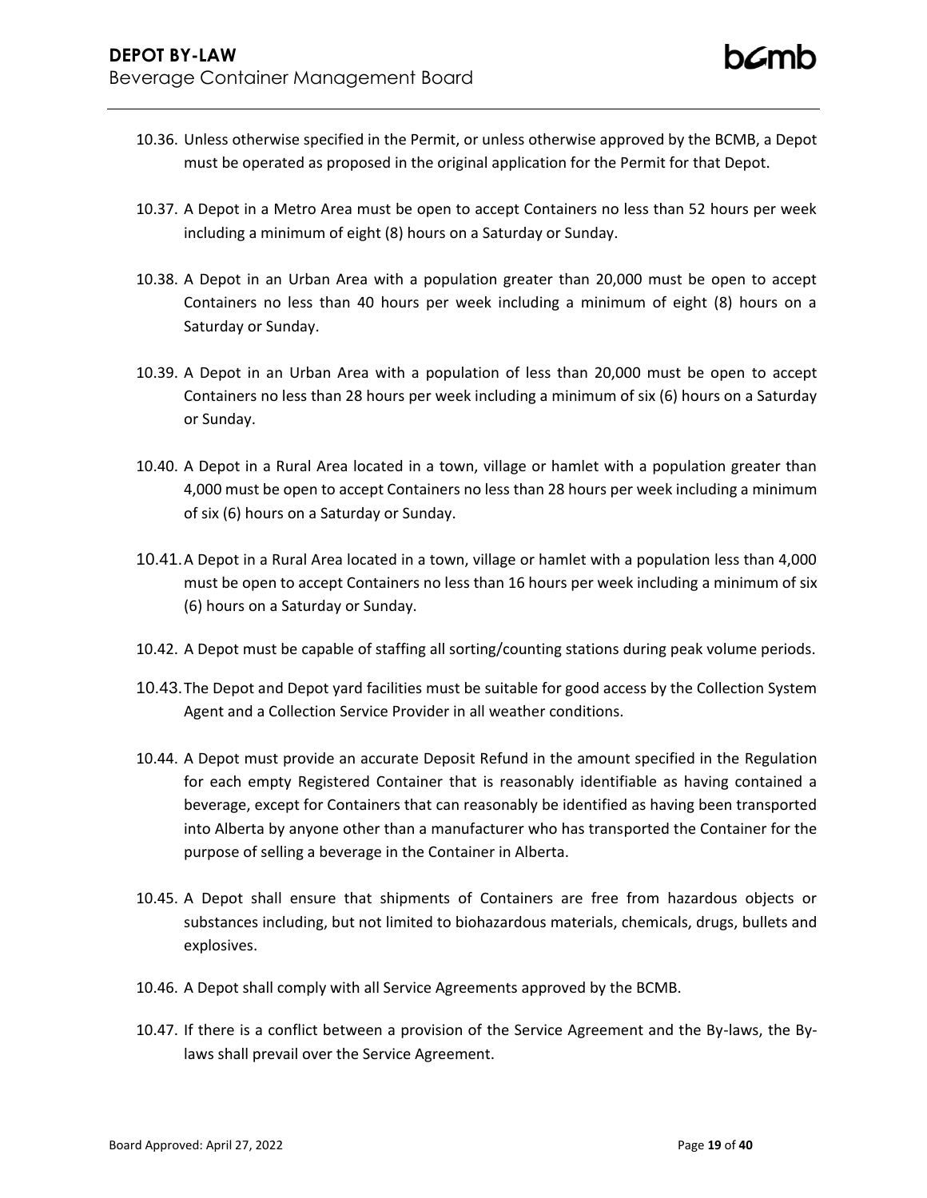10.36. Unless otherwise specified in the Permit, or unless otherwise approved by the BCMB, a Depot must be operated as proposed in the original application for the Permit for that Depot.

10.37. A Depot in a Metro Area must be open to accept Containers no less than 52 hours per week including a minimum of eight (8) hours on a Saturday or Sunday.

10.38. A Depot in an Urban Area with a population greater than 20,000 must be open to accept Containers no less than 40 hours per week including a minimum of eight (8) hours on a Saturday or Sunday.

10.39. A Depot in an Urban Area with a population of less than 20,000 must be open to accept Containers no less than 28 hours per week including a minimum of six (6) hours on a Saturday or Sunday.

10.40. A Depot in a Rural Area located in a town, village or hamlet with a population greater than 4,000 must be open to accept Containers no less than 28 hours per week including a minimum of six (6) hours on a Saturday or Sunday.

10.41. A Depot in a Rural Area located in a town, village or hamlet with a population less than 4,000 must be open to accept Containers no less than 16 hours per week including a minimum of six (6) hours on a Saturday or Sunday.

10.42. A Depot must be capable of staffing all sorting/counting stations during peak volume periods.

10.43. The Depot and Depot yard facilities must be suitable for good access by the Collection System Agent and a Collection Service Provider in all weather conditions.

10.44. A Depot must provide an accurate Deposit Refund in the amount specified in the Regulation for each empty Registered Container that is reasonably identifiable as having contained a beverage, except for Containers that can reasonably be identified as having been transported into Alberta by anyone other than a manufacturer who has transported the Container for the purpose of selling a beverage in the Container in Alberta.

10.45. A Depot shall ensure that shipments of Containers are free from hazardous objects or substances including, but not limited to biohazardous materials, chemicals, drugs, bullets and explosives.

10.46. A Depot shall comply with all Service Agreements approved by the BCMB.

10.47. If there is a conflict between a provision of the Service Agreement and the By-laws, the By-laws shall prevail over the Service Agreement.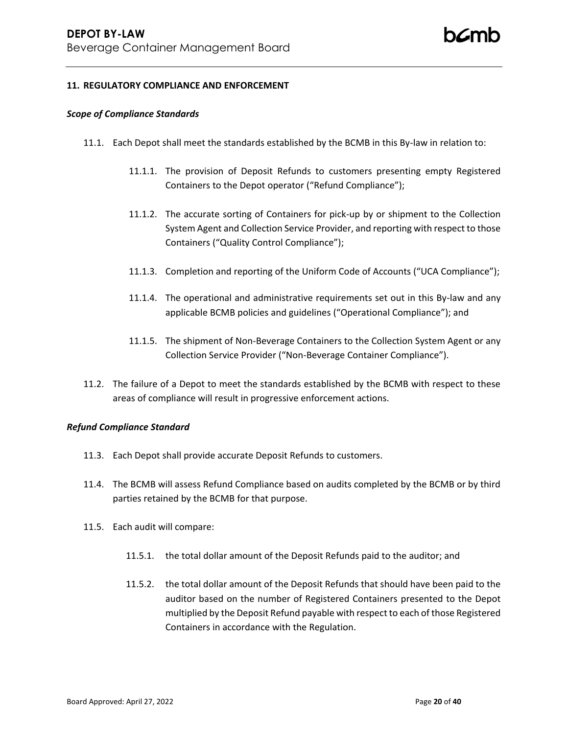## 11. REGULATORY COMPLIANCE AND ENFORCEMENT

***Scope of Compliance Standards***

11.1. Each Depot shall meet the standards established by the BCMB in this By-law in relation to:

11.1.1. The provision of Deposit Refunds to customers presenting empty Registered Containers to the Depot operator ("Refund Compliance");

11.1.2. The accurate sorting of Containers for pick-up by or shipment to the Collection System Agent and Collection Service Provider, and reporting with respect to those Containers ("Quality Control Compliance");

11.1.3. Completion and reporting of the Uniform Code of Accounts ("UCA Compliance");

11.1.4. The operational and administrative requirements set out in this By-law and any applicable BCMB policies and guidelines ("Operational Compliance"); and

11.1.5. The shipment of Non-Beverage Containers to the Collection System Agent or any Collection Service Provider ("Non-Beverage Container Compliance").

11.2. The failure of a Depot to meet the standards established by the BCMB with respect to these areas of compliance will result in progressive enforcement actions.

***Refund Compliance Standard***

11.3. Each Depot shall provide accurate Deposit Refunds to customers.

11.4. The BCMB will assess Refund Compliance based on audits completed by the BCMB or by third parties retained by the BCMB for that purpose.

11.5. Each audit will compare:

11.5.1. the total dollar amount of the Deposit Refunds paid to the auditor; and

11.5.2. the total dollar amount of the Deposit Refunds that should have been paid to the auditor based on the number of Registered Containers presented to the Depot multiplied by the Deposit Refund payable with respect to each of those Registered Containers in accordance with the Regulation.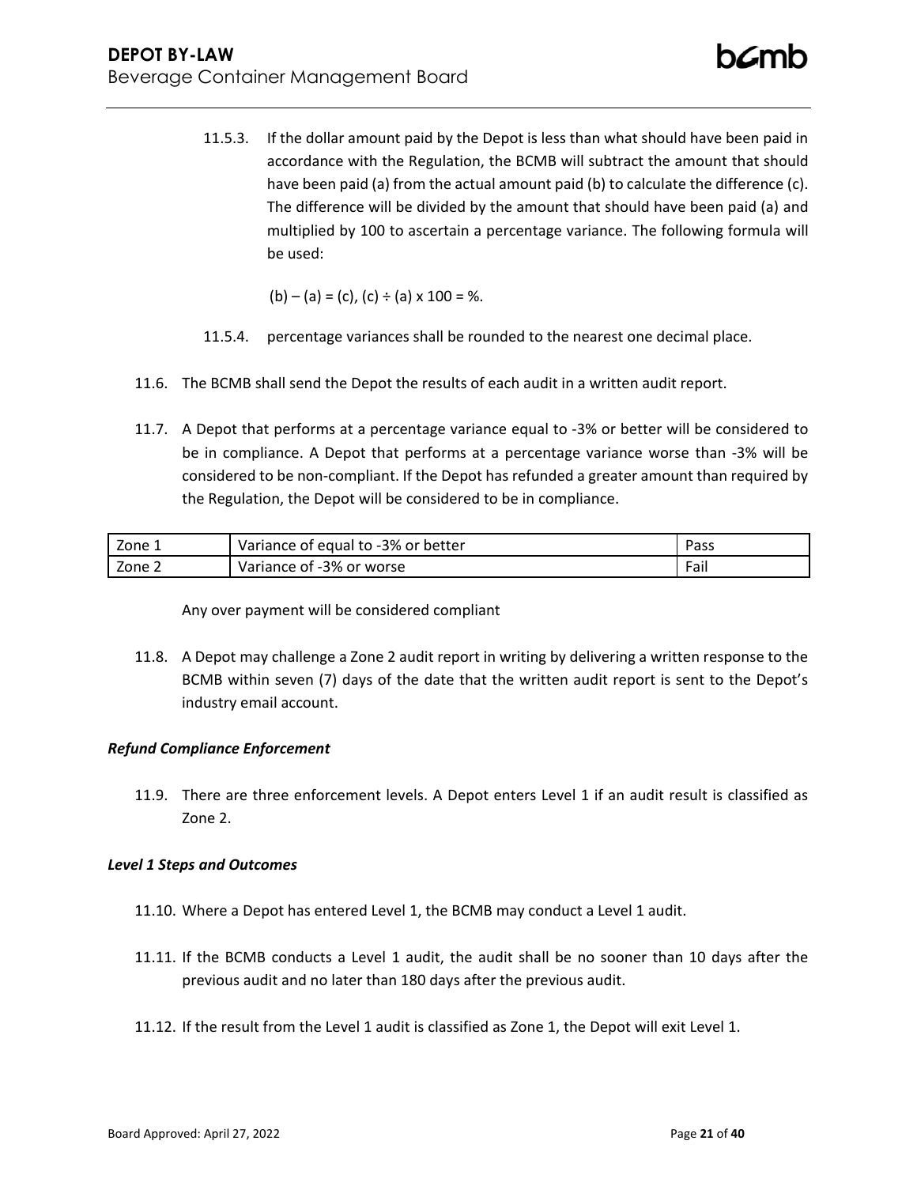11.5.3. If the dollar amount paid by the Depot is less than what should have been paid in accordance with the Regulation, the BCMB will subtract the amount that should have been paid (a) from the actual amount paid (b) to calculate the difference (c). The difference will be divided by the amount that should have been paid (a) and multiplied by 100 to ascertain a percentage variance. The following formula will be used:

(b) – (a) = (c), (c) ÷ (a) x 100 = %.

11.5.4. percentage variances shall be rounded to the nearest one decimal place.

11.6. The BCMB shall send the Depot the results of each audit in a written audit report.

11.7. A Depot that performs at a percentage variance equal to -3% or better will be considered to be in compliance. A Depot that performs at a percentage variance worse than -3% will be considered to be non-compliant. If the Depot has refunded a greater amount than required by the Regulation, the Depot will be considered to be in compliance.

| Zone 1 | Variance of equal to -3% or better | Pass |
|---|---|---|
| Zone 2 | Variance of -3% or worse | Fail |

Any over payment will be considered compliant

11.8. A Depot may challenge a Zone 2 audit report in writing by delivering a written response to the BCMB within seven (7) days of the date that the written audit report is sent to the Depot's industry email account.

***Refund Compliance Enforcement***

11.9. There are three enforcement levels. A Depot enters Level 1 if an audit result is classified as Zone 2.

***Level 1 Steps and Outcomes***

11.10. Where a Depot has entered Level 1, the BCMB may conduct a Level 1 audit.

11.11. If the BCMB conducts a Level 1 audit, the audit shall be no sooner than 10 days after the previous audit and no later than 180 days after the previous audit.

11.12. If the result from the Level 1 audit is classified as Zone 1, the Depot will exit Level 1.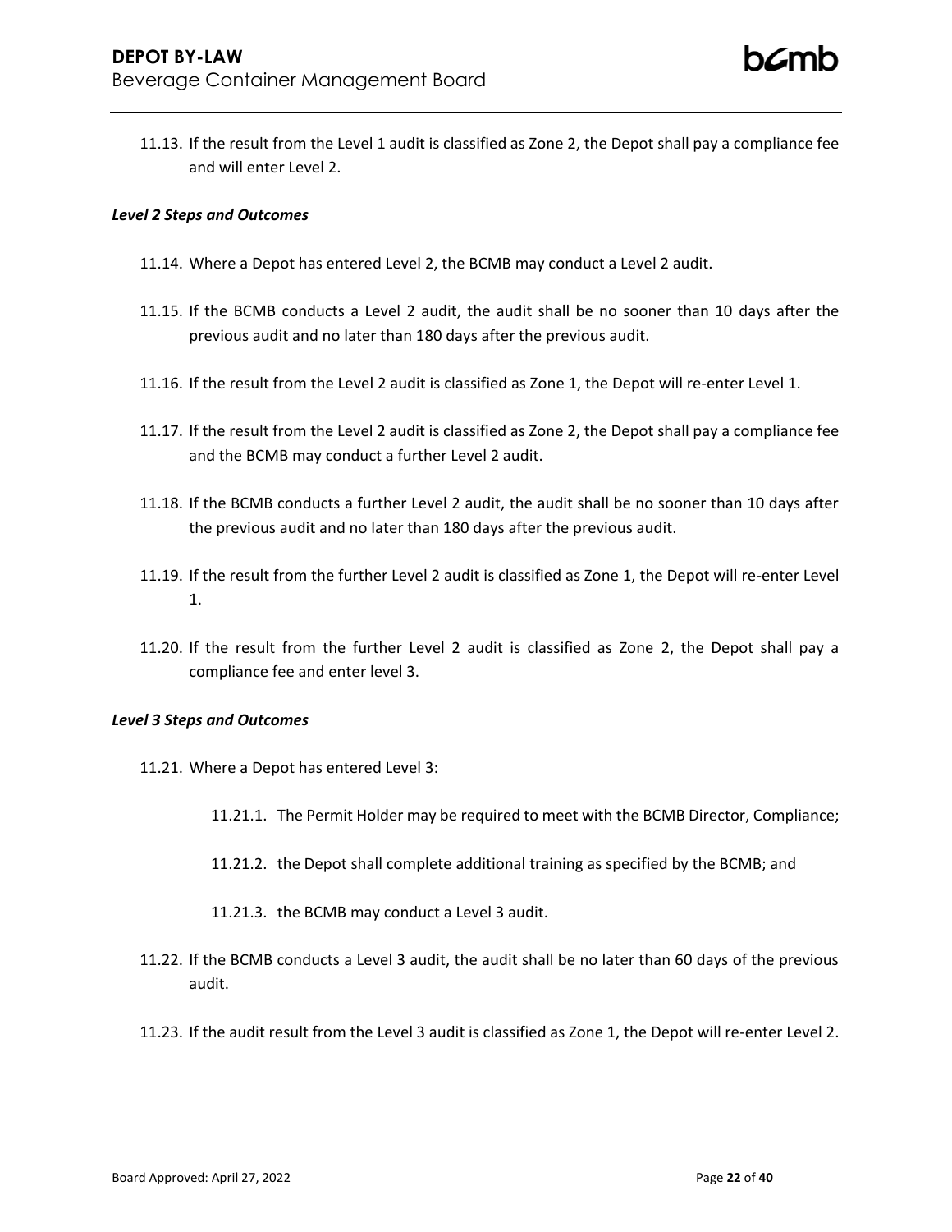11.13. If the result from the Level 1 audit is classified as Zone 2, the Depot shall pay a compliance fee and will enter Level 2.

***Level 2 Steps and Outcomes***

11.14. Where a Depot has entered Level 2, the BCMB may conduct a Level 2 audit.

11.15. If the BCMB conducts a Level 2 audit, the audit shall be no sooner than 10 days after the previous audit and no later than 180 days after the previous audit.

11.16. If the result from the Level 2 audit is classified as Zone 1, the Depot will re-enter Level 1.

11.17. If the result from the Level 2 audit is classified as Zone 2, the Depot shall pay a compliance fee and the BCMB may conduct a further Level 2 audit.

11.18. If the BCMB conducts a further Level 2 audit, the audit shall be no sooner than 10 days after the previous audit and no later than 180 days after the previous audit.

11.19. If the result from the further Level 2 audit is classified as Zone 1, the Depot will re-enter Level 1.

11.20. If the result from the further Level 2 audit is classified as Zone 2, the Depot shall pay a compliance fee and enter level 3.

***Level 3 Steps and Outcomes***

11.21. Where a Depot has entered Level 3:

11.21.1. The Permit Holder may be required to meet with the BCMB Director, Compliance;

11.21.2. the Depot shall complete additional training as specified by the BCMB; and

11.21.3. the BCMB may conduct a Level 3 audit.

11.22. If the BCMB conducts a Level 3 audit, the audit shall be no later than 60 days of the previous audit.

11.23. If the audit result from the Level 3 audit is classified as Zone 1, the Depot will re-enter Level 2.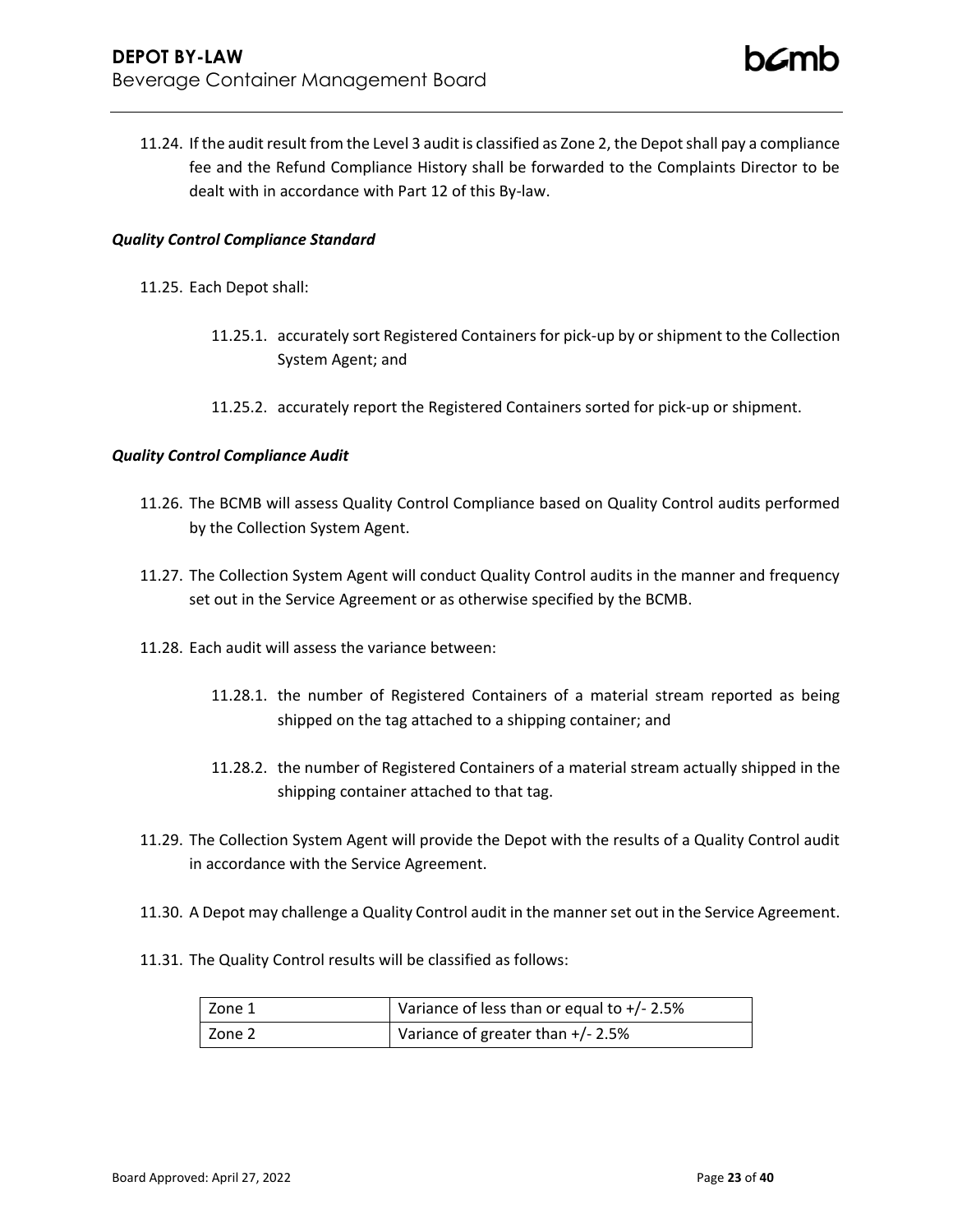11.24. If the audit result from the Level 3 audit is classified as Zone 2, the Depot shall pay a compliance fee and the Refund Compliance History shall be forwarded to the Complaints Director to be dealt with in accordance with Part 12 of this By-law.

***Quality Control Compliance Standard***

11.25. Each Depot shall:

- 11.25.1. accurately sort Registered Containers for pick-up by or shipment to the Collection System Agent; and
- 11.25.2. accurately report the Registered Containers sorted for pick-up or shipment.

***Quality Control Compliance Audit***

11.26. The BCMB will assess Quality Control Compliance based on Quality Control audits performed by the Collection System Agent.

11.27. The Collection System Agent will conduct Quality Control audits in the manner and frequency set out in the Service Agreement or as otherwise specified by the BCMB.

11.28. Each audit will assess the variance between:

- 11.28.1. the number of Registered Containers of a material stream reported as being shipped on the tag attached to a shipping container; and
- 11.28.2. the number of Registered Containers of a material stream actually shipped in the shipping container attached to that tag.

11.29. The Collection System Agent will provide the Depot with the results of a Quality Control audit in accordance with the Service Agreement.

11.30. A Depot may challenge a Quality Control audit in the manner set out in the Service Agreement.

11.31. The Quality Control results will be classified as follows:

| Zone | Variance |
|---|---|
| Zone 1 | Variance of less than or equal to +/- 2.5% |
| Zone 2 | Variance of greater than +/- 2.5% |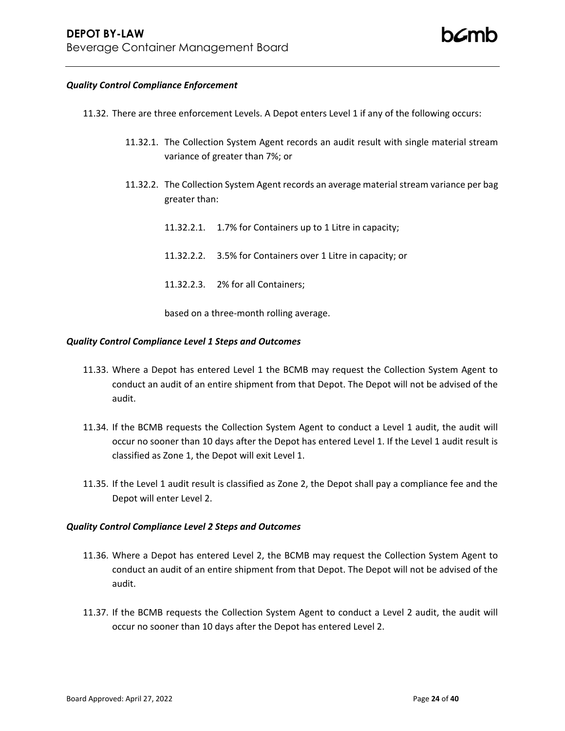***Quality Control Compliance Enforcement***

11.32. There are three enforcement Levels. A Depot enters Level 1 if any of the following occurs:

11.32.1. The Collection System Agent records an audit result with single material stream variance of greater than 7%; or

11.32.2. The Collection System Agent records an average material stream variance per bag greater than:

11.32.2.1. 1.7% for Containers up to 1 Litre in capacity;

11.32.2.2. 3.5% for Containers over 1 Litre in capacity; or

11.32.2.3. 2% for all Containers;

based on a three-month rolling average.

***Quality Control Compliance Level 1 Steps and Outcomes***

11.33. Where a Depot has entered Level 1 the BCMB may request the Collection System Agent to conduct an audit of an entire shipment from that Depot. The Depot will not be advised of the audit.

11.34. If the BCMB requests the Collection System Agent to conduct a Level 1 audit, the audit will occur no sooner than 10 days after the Depot has entered Level 1. If the Level 1 audit result is classified as Zone 1, the Depot will exit Level 1.

11.35. If the Level 1 audit result is classified as Zone 2, the Depot shall pay a compliance fee and the Depot will enter Level 2.

***Quality Control Compliance Level 2 Steps and Outcomes***

11.36. Where a Depot has entered Level 2, the BCMB may request the Collection System Agent to conduct an audit of an entire shipment from that Depot. The Depot will not be advised of the audit.

11.37. If the BCMB requests the Collection System Agent to conduct a Level 2 audit, the audit will occur no sooner than 10 days after the Depot has entered Level 2.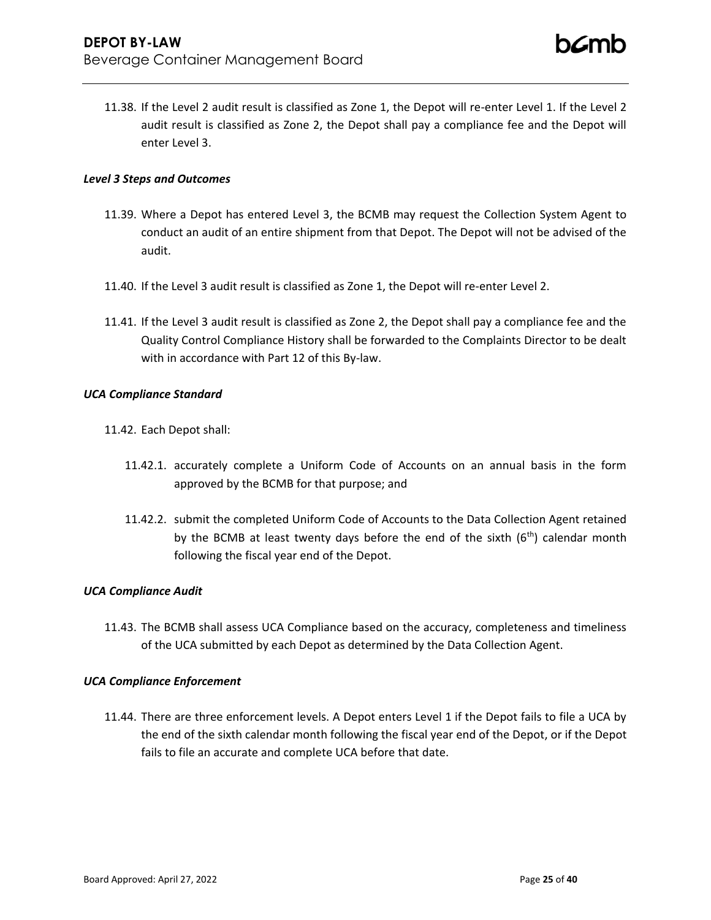11.38. If the Level 2 audit result is classified as Zone 1, the Depot will re-enter Level 1. If the Level 2 audit result is classified as Zone 2, the Depot shall pay a compliance fee and the Depot will enter Level 3.

***Level 3 Steps and Outcomes***

11.39. Where a Depot has entered Level 3, the BCMB may request the Collection System Agent to conduct an audit of an entire shipment from that Depot. The Depot will not be advised of the audit.

11.40. If the Level 3 audit result is classified as Zone 1, the Depot will re-enter Level 2.

11.41. If the Level 3 audit result is classified as Zone 2, the Depot shall pay a compliance fee and the Quality Control Compliance History shall be forwarded to the Complaints Director to be dealt with in accordance with Part 12 of this By-law.

***UCA Compliance Standard***

11.42. Each Depot shall:

11.42.1. accurately complete a Uniform Code of Accounts on an annual basis in the form approved by the BCMB for that purpose; and

11.42.2. submit the completed Uniform Code of Accounts to the Data Collection Agent retained by the BCMB at least twenty days before the end of the sixth (6th) calendar month following the fiscal year end of the Depot.

***UCA Compliance Audit***

11.43. The BCMB shall assess UCA Compliance based on the accuracy, completeness and timeliness of the UCA submitted by each Depot as determined by the Data Collection Agent.

***UCA Compliance Enforcement***

11.44. There are three enforcement levels. A Depot enters Level 1 if the Depot fails to file a UCA by the end of the sixth calendar month following the fiscal year end of the Depot, or if the Depot fails to file an accurate and complete UCA before that date.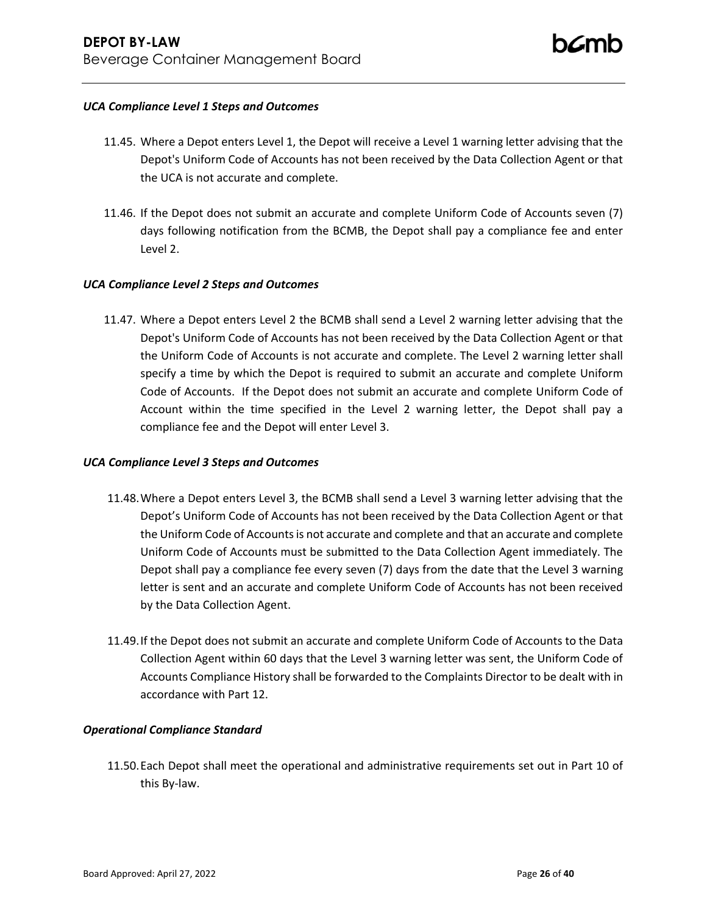***UCA Compliance Level 1 Steps and Outcomes***

11.45. Where a Depot enters Level 1, the Depot will receive a Level 1 warning letter advising that the Depot's Uniform Code of Accounts has not been received by the Data Collection Agent or that the UCA is not accurate and complete.

11.46. If the Depot does not submit an accurate and complete Uniform Code of Accounts seven (7) days following notification from the BCMB, the Depot shall pay a compliance fee and enter Level 2.

***UCA Compliance Level 2 Steps and Outcomes***

11.47. Where a Depot enters Level 2 the BCMB shall send a Level 2 warning letter advising that the Depot's Uniform Code of Accounts has not been received by the Data Collection Agent or that the Uniform Code of Accounts is not accurate and complete. The Level 2 warning letter shall specify a time by which the Depot is required to submit an accurate and complete Uniform Code of Accounts. If the Depot does not submit an accurate and complete Uniform Code of Account within the time specified in the Level 2 warning letter, the Depot shall pay a compliance fee and the Depot will enter Level 3.

***UCA Compliance Level 3 Steps and Outcomes***

11.48. Where a Depot enters Level 3, the BCMB shall send a Level 3 warning letter advising that the Depot's Uniform Code of Accounts has not been received by the Data Collection Agent or that the Uniform Code of Accounts is not accurate and complete and that an accurate and complete Uniform Code of Accounts must be submitted to the Data Collection Agent immediately. The Depot shall pay a compliance fee every seven (7) days from the date that the Level 3 warning letter is sent and an accurate and complete Uniform Code of Accounts has not been received by the Data Collection Agent.

11.49. If the Depot does not submit an accurate and complete Uniform Code of Accounts to the Data Collection Agent within 60 days that the Level 3 warning letter was sent, the Uniform Code of Accounts Compliance History shall be forwarded to the Complaints Director to be dealt with in accordance with Part 12.

***Operational Compliance Standard***

11.50. Each Depot shall meet the operational and administrative requirements set out in Part 10 of this By-law.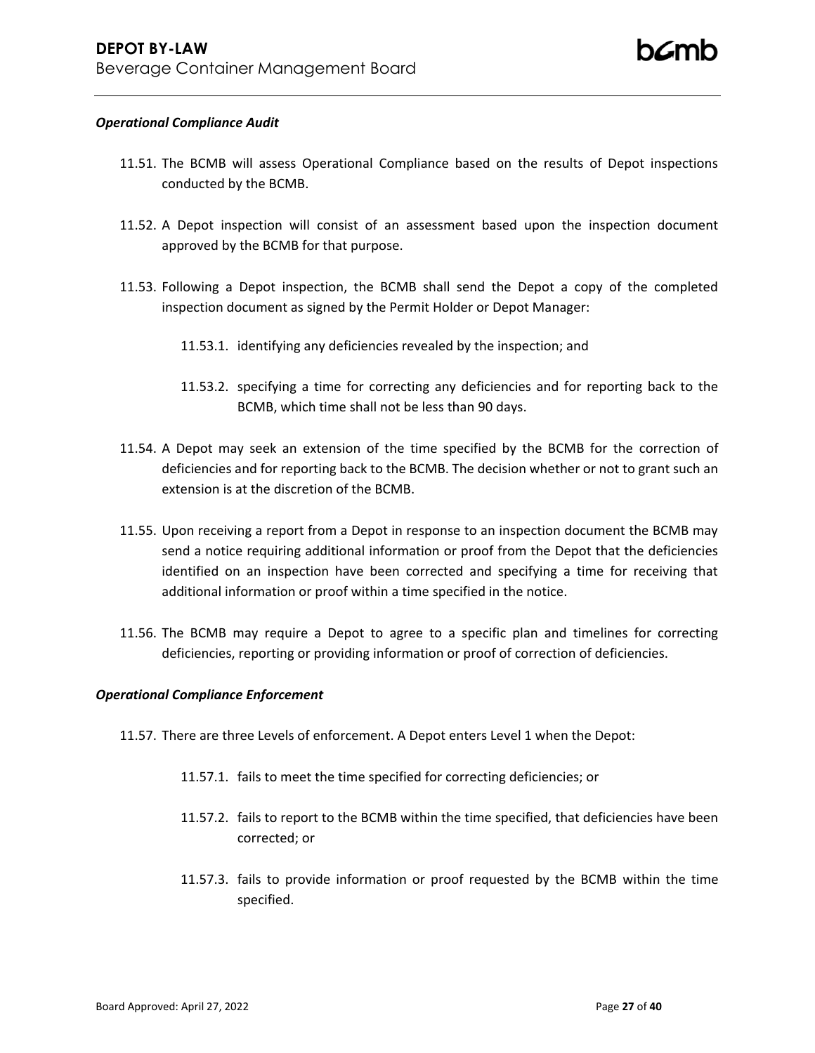***Operational Compliance Audit***

11.51. The BCMB will assess Operational Compliance based on the results of Depot inspections conducted by the BCMB.

11.52. A Depot inspection will consist of an assessment based upon the inspection document approved by the BCMB for that purpose.

11.53. Following a Depot inspection, the BCMB shall send the Depot a copy of the completed inspection document as signed by the Permit Holder or Depot Manager:

   11.53.1. identifying any deficiencies revealed by the inspection; and

   11.53.2. specifying a time for correcting any deficiencies and for reporting back to the BCMB, which time shall not be less than 90 days.

11.54. A Depot may seek an extension of the time specified by the BCMB for the correction of deficiencies and for reporting back to the BCMB. The decision whether or not to grant such an extension is at the discretion of the BCMB.

11.55. Upon receiving a report from a Depot in response to an inspection document the BCMB may send a notice requiring additional information or proof from the Depot that the deficiencies identified on an inspection have been corrected and specifying a time for receiving that additional information or proof within a time specified in the notice.

11.56. The BCMB may require a Depot to agree to a specific plan and timelines for correcting deficiencies, reporting or providing information or proof of correction of deficiencies.

***Operational Compliance Enforcement***

11.57. There are three Levels of enforcement. A Depot enters Level 1 when the Depot:

   11.57.1. fails to meet the time specified for correcting deficiencies; or

   11.57.2. fails to report to the BCMB within the time specified, that deficiencies have been corrected; or

   11.57.3. fails to provide information or proof requested by the BCMB within the time specified.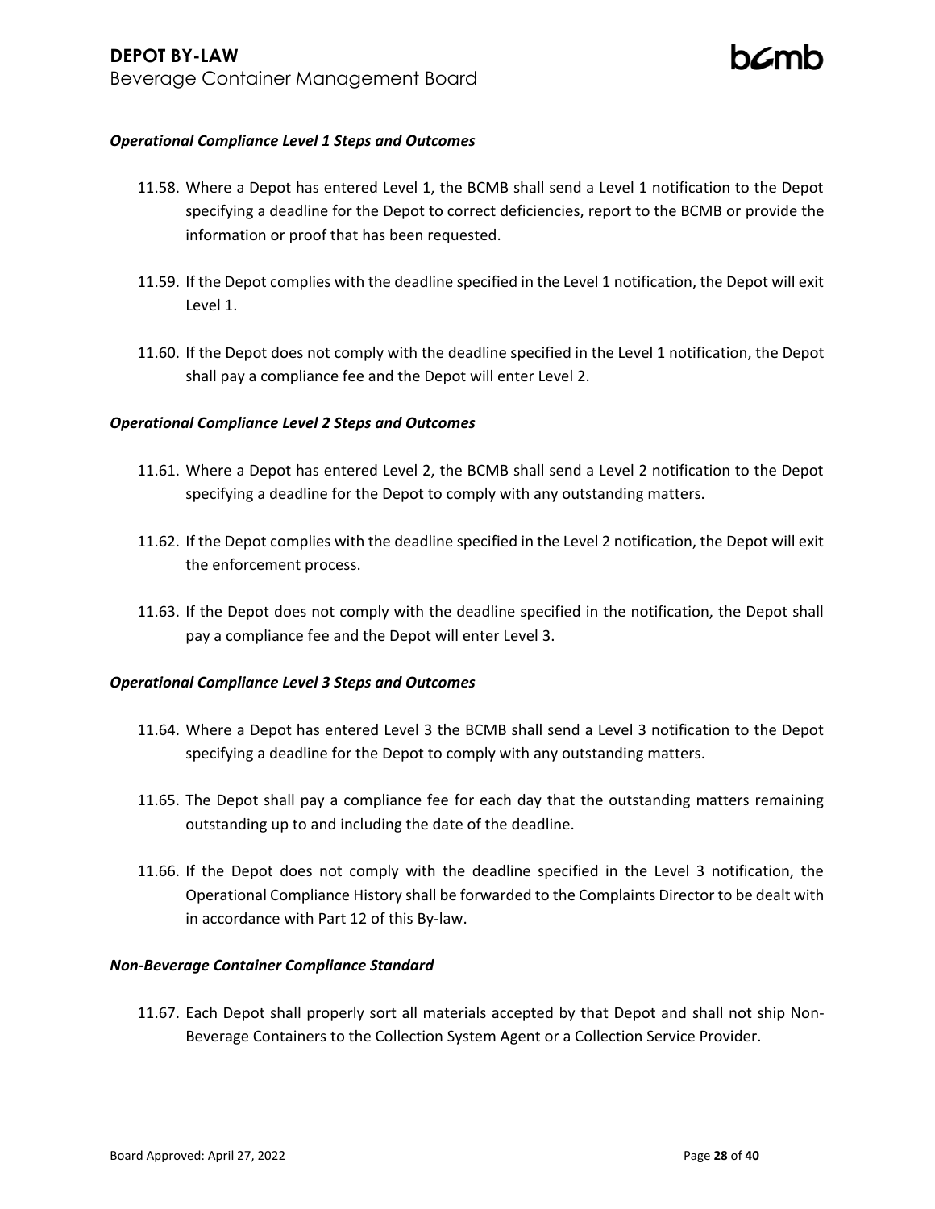***Operational Compliance Level 1 Steps and Outcomes***

11.58. Where a Depot has entered Level 1, the BCMB shall send a Level 1 notification to the Depot specifying a deadline for the Depot to correct deficiencies, report to the BCMB or provide the information or proof that has been requested.

11.59. If the Depot complies with the deadline specified in the Level 1 notification, the Depot will exit Level 1.

11.60. If the Depot does not comply with the deadline specified in the Level 1 notification, the Depot shall pay a compliance fee and the Depot will enter Level 2.

***Operational Compliance Level 2 Steps and Outcomes***

11.61. Where a Depot has entered Level 2, the BCMB shall send a Level 2 notification to the Depot specifying a deadline for the Depot to comply with any outstanding matters.

11.62. If the Depot complies with the deadline specified in the Level 2 notification, the Depot will exit the enforcement process.

11.63. If the Depot does not comply with the deadline specified in the notification, the Depot shall pay a compliance fee and the Depot will enter Level 3.

***Operational Compliance Level 3 Steps and Outcomes***

11.64. Where a Depot has entered Level 3 the BCMB shall send a Level 3 notification to the Depot specifying a deadline for the Depot to comply with any outstanding matters.

11.65. The Depot shall pay a compliance fee for each day that the outstanding matters remaining outstanding up to and including the date of the deadline.

11.66. If the Depot does not comply with the deadline specified in the Level 3 notification, the Operational Compliance History shall be forwarded to the Complaints Director to be dealt with in accordance with Part 12 of this By-law.

***Non-Beverage Container Compliance Standard***

11.67. Each Depot shall properly sort all materials accepted by that Depot and shall not ship Non-Beverage Containers to the Collection System Agent or a Collection Service Provider.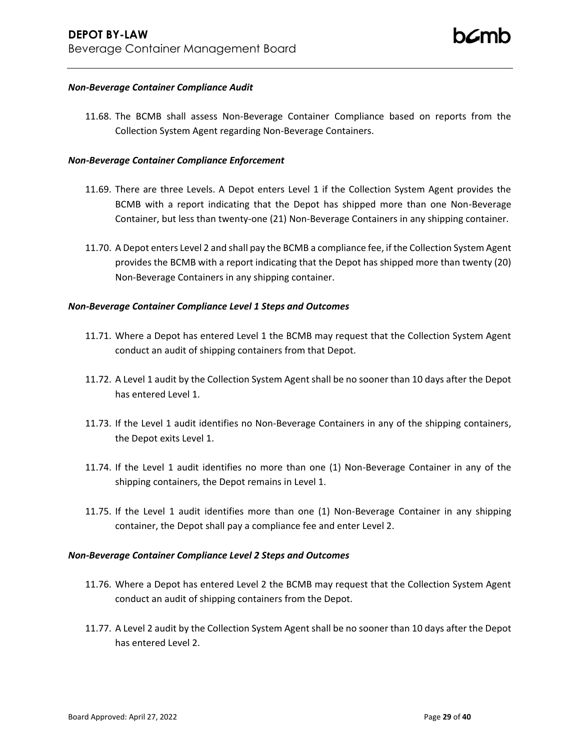***Non-Beverage Container Compliance Audit***

11.68. The BCMB shall assess Non-Beverage Container Compliance based on reports from the Collection System Agent regarding Non-Beverage Containers.

***Non-Beverage Container Compliance Enforcement***

11.69. There are three Levels. A Depot enters Level 1 if the Collection System Agent provides the BCMB with a report indicating that the Depot has shipped more than one Non-Beverage Container, but less than twenty-one (21) Non-Beverage Containers in any shipping container.

11.70. A Depot enters Level 2 and shall pay the BCMB a compliance fee, if the Collection System Agent provides the BCMB with a report indicating that the Depot has shipped more than twenty (20) Non-Beverage Containers in any shipping container.

***Non-Beverage Container Compliance Level 1 Steps and Outcomes***

11.71. Where a Depot has entered Level 1 the BCMB may request that the Collection System Agent conduct an audit of shipping containers from that Depot.

11.72. A Level 1 audit by the Collection System Agent shall be no sooner than 10 days after the Depot has entered Level 1.

11.73. If the Level 1 audit identifies no Non-Beverage Containers in any of the shipping containers, the Depot exits Level 1.

11.74. If the Level 1 audit identifies no more than one (1) Non-Beverage Container in any of the shipping containers, the Depot remains in Level 1.

11.75. If the Level 1 audit identifies more than one (1) Non-Beverage Container in any shipping container, the Depot shall pay a compliance fee and enter Level 2.

***Non-Beverage Container Compliance Level 2 Steps and Outcomes***

11.76. Where a Depot has entered Level 2 the BCMB may request that the Collection System Agent conduct an audit of shipping containers from the Depot.

11.77. A Level 2 audit by the Collection System Agent shall be no sooner than 10 days after the Depot has entered Level 2.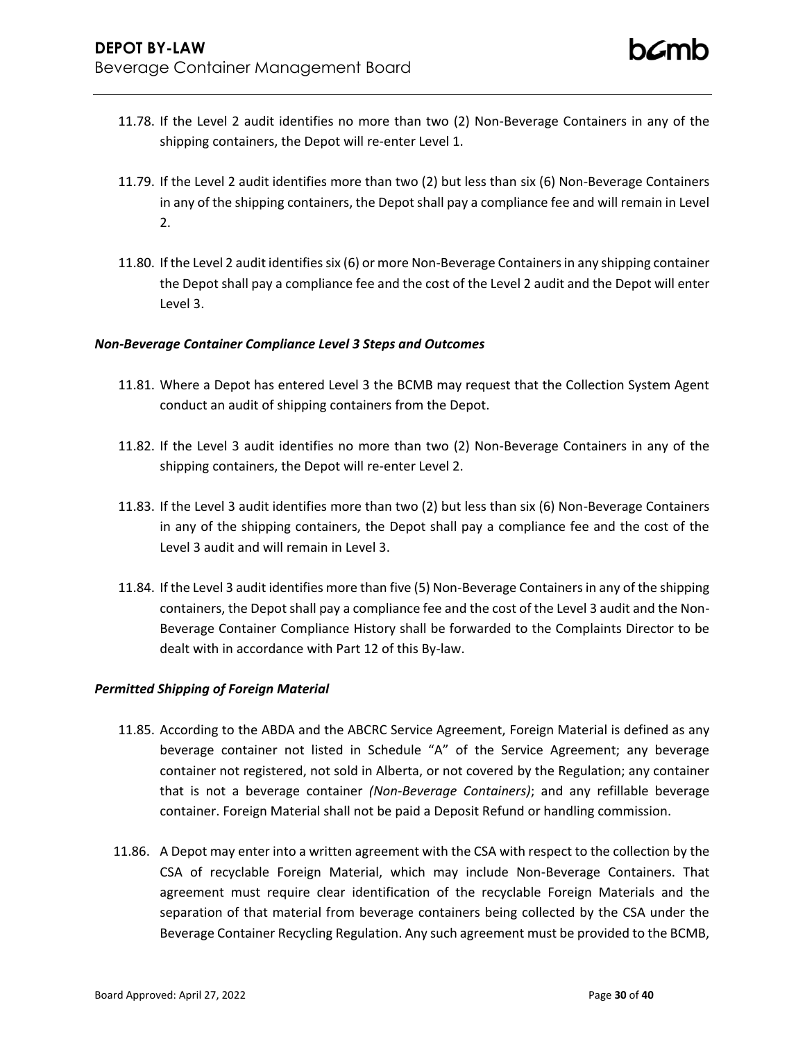11.78. If the Level 2 audit identifies no more than two (2) Non-Beverage Containers in any of the shipping containers, the Depot will re-enter Level 1.

11.79. If the Level 2 audit identifies more than two (2) but less than six (6) Non-Beverage Containers in any of the shipping containers, the Depot shall pay a compliance fee and will remain in Level 2.

11.80. If the Level 2 audit identifies six (6) or more Non-Beverage Containers in any shipping container the Depot shall pay a compliance fee and the cost of the Level 2 audit and the Depot will enter Level 3.

***Non-Beverage Container Compliance Level 3 Steps and Outcomes***

11.81. Where a Depot has entered Level 3 the BCMB may request that the Collection System Agent conduct an audit of shipping containers from the Depot.

11.82. If the Level 3 audit identifies no more than two (2) Non-Beverage Containers in any of the shipping containers, the Depot will re-enter Level 2.

11.83. If the Level 3 audit identifies more than two (2) but less than six (6) Non-Beverage Containers in any of the shipping containers, the Depot shall pay a compliance fee and the cost of the Level 3 audit and will remain in Level 3.

11.84. If the Level 3 audit identifies more than five (5) Non-Beverage Containers in any of the shipping containers, the Depot shall pay a compliance fee and the cost of the Level 3 audit and the Non-Beverage Container Compliance History shall be forwarded to the Complaints Director to be dealt with in accordance with Part 12 of this By-law.

***Permitted Shipping of Foreign Material***

11.85. According to the ABDA and the ABCRC Service Agreement, Foreign Material is defined as any beverage container not listed in Schedule "A" of the Service Agreement; any beverage container not registered, not sold in Alberta, or not covered by the Regulation; any container that is not a beverage container *(Non-Beverage Containers)*; and any refillable beverage container. Foreign Material shall not be paid a Deposit Refund or handling commission.

11.86. A Depot may enter into a written agreement with the CSA with respect to the collection by the CSA of recyclable Foreign Material, which may include Non-Beverage Containers. That agreement must require clear identification of the recyclable Foreign Materials and the separation of that material from beverage containers being collected by the CSA under the Beverage Container Recycling Regulation. Any such agreement must be provided to the BCMB,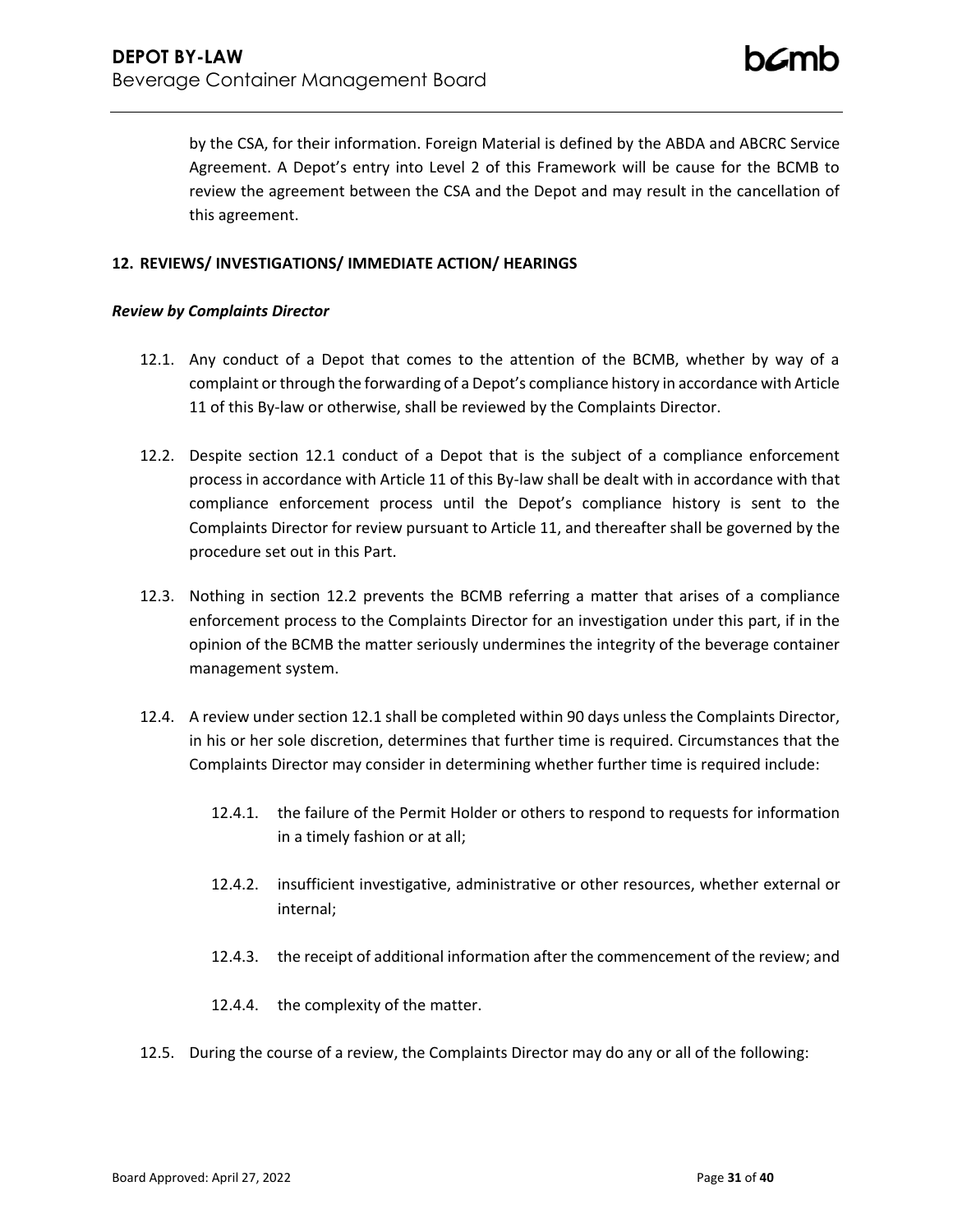by the CSA, for their information. Foreign Material is defined by the ABDA and ABCRC Service Agreement. A Depot's entry into Level 2 of this Framework will be cause for the BCMB to review the agreement between the CSA and the Depot and may result in the cancellation of this agreement.

## 12. REVIEWS/ INVESTIGATIONS/ IMMEDIATE ACTION/ HEARINGS

### *Review by Complaints Director*

12.1. Any conduct of a Depot that comes to the attention of the BCMB, whether by way of a complaint or through the forwarding of a Depot's compliance history in accordance with Article 11 of this By-law or otherwise, shall be reviewed by the Complaints Director.

12.2. Despite section 12.1 conduct of a Depot that is the subject of a compliance enforcement process in accordance with Article 11 of this By-law shall be dealt with in accordance with that compliance enforcement process until the Depot's compliance history is sent to the Complaints Director for review pursuant to Article 11, and thereafter shall be governed by the procedure set out in this Part.

12.3. Nothing in section 12.2 prevents the BCMB referring a matter that arises of a compliance enforcement process to the Complaints Director for an investigation under this part, if in the opinion of the BCMB the matter seriously undermines the integrity of the beverage container management system.

12.4. A review under section 12.1 shall be completed within 90 days unless the Complaints Director, in his or her sole discretion, determines that further time is required. Circumstances that the Complaints Director may consider in determining whether further time is required include:

- 12.4.1. the failure of the Permit Holder or others to respond to requests for information in a timely fashion or at all;
- 12.4.2. insufficient investigative, administrative or other resources, whether external or internal;
- 12.4.3. the receipt of additional information after the commencement of the review; and
- 12.4.4. the complexity of the matter.

12.5. During the course of a review, the Complaints Director may do any or all of the following: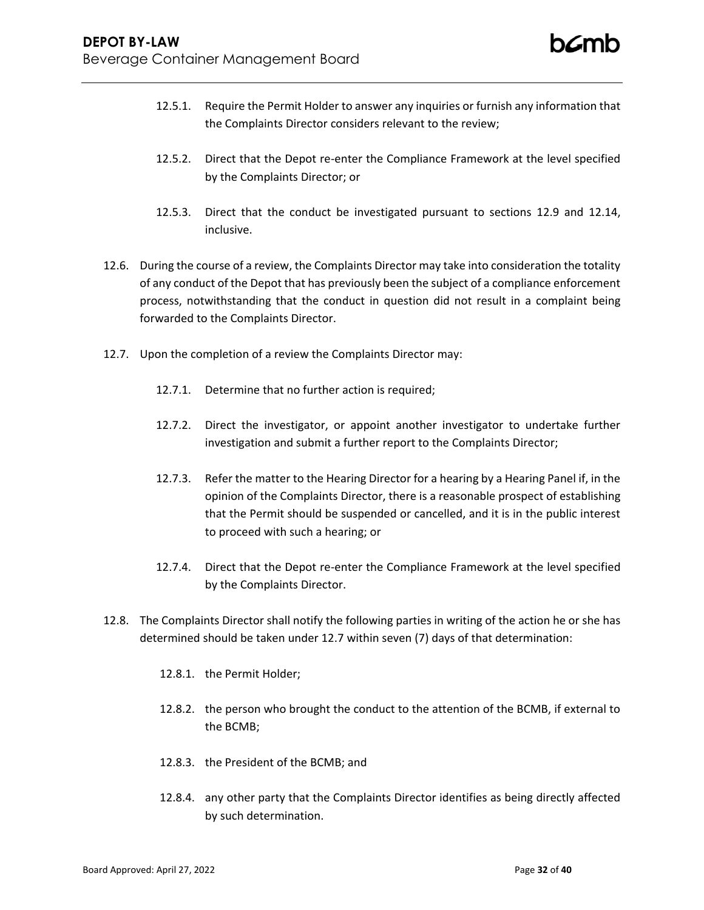12.5.1. Require the Permit Holder to answer any inquiries or furnish any information that the Complaints Director considers relevant to the review;

12.5.2. Direct that the Depot re-enter the Compliance Framework at the level specified by the Complaints Director; or

12.5.3. Direct that the conduct be investigated pursuant to sections 12.9 and 12.14, inclusive.

12.6. During the course of a review, the Complaints Director may take into consideration the totality of any conduct of the Depot that has previously been the subject of a compliance enforcement process, notwithstanding that the conduct in question did not result in a complaint being forwarded to the Complaints Director.

12.7. Upon the completion of a review the Complaints Director may:

12.7.1. Determine that no further action is required;

12.7.2. Direct the investigator, or appoint another investigator to undertake further investigation and submit a further report to the Complaints Director;

12.7.3. Refer the matter to the Hearing Director for a hearing by a Hearing Panel if, in the opinion of the Complaints Director, there is a reasonable prospect of establishing that the Permit should be suspended or cancelled, and it is in the public interest to proceed with such a hearing; or

12.7.4. Direct that the Depot re-enter the Compliance Framework at the level specified by the Complaints Director.

12.8. The Complaints Director shall notify the following parties in writing of the action he or she has determined should be taken under 12.7 within seven (7) days of that determination:

12.8.1. the Permit Holder;

12.8.2. the person who brought the conduct to the attention of the BCMB, if external to the BCMB;

12.8.3. the President of the BCMB; and

12.8.4. any other party that the Complaints Director identifies as being directly affected by such determination.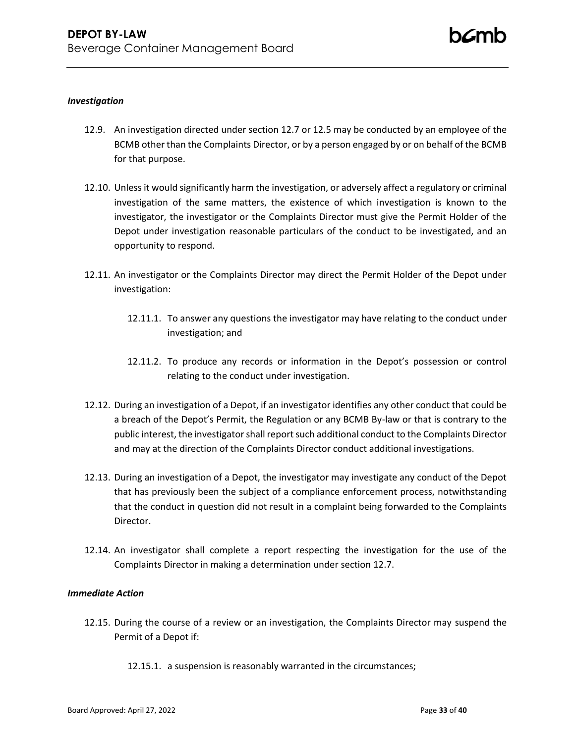*Investigation*

12.9. An investigation directed under section 12.7 or 12.5 may be conducted by an employee of the BCMB other than the Complaints Director, or by a person engaged by or on behalf of the BCMB for that purpose.

12.10. Unless it would significantly harm the investigation, or adversely affect a regulatory or criminal investigation of the same matters, the existence of which investigation is known to the investigator, the investigator or the Complaints Director must give the Permit Holder of the Depot under investigation reasonable particulars of the conduct to be investigated, and an opportunity to respond.

12.11. An investigator or the Complaints Director may direct the Permit Holder of the Depot under investigation:

- 12.11.1. To answer any questions the investigator may have relating to the conduct under investigation; and
- 12.11.2. To produce any records or information in the Depot's possession or control relating to the conduct under investigation.

12.12. During an investigation of a Depot, if an investigator identifies any other conduct that could be a breach of the Depot's Permit, the Regulation or any BCMB By-law or that is contrary to the public interest, the investigator shall report such additional conduct to the Complaints Director and may at the direction of the Complaints Director conduct additional investigations.

12.13. During an investigation of a Depot, the investigator may investigate any conduct of the Depot that has previously been the subject of a compliance enforcement process, notwithstanding that the conduct in question did not result in a complaint being forwarded to the Complaints Director.

12.14. An investigator shall complete a report respecting the investigation for the use of the Complaints Director in making a determination under section 12.7.

*Immediate Action*

12.15. During the course of a review or an investigation, the Complaints Director may suspend the Permit of a Depot if:

- 12.15.1. a suspension is reasonably warranted in the circumstances;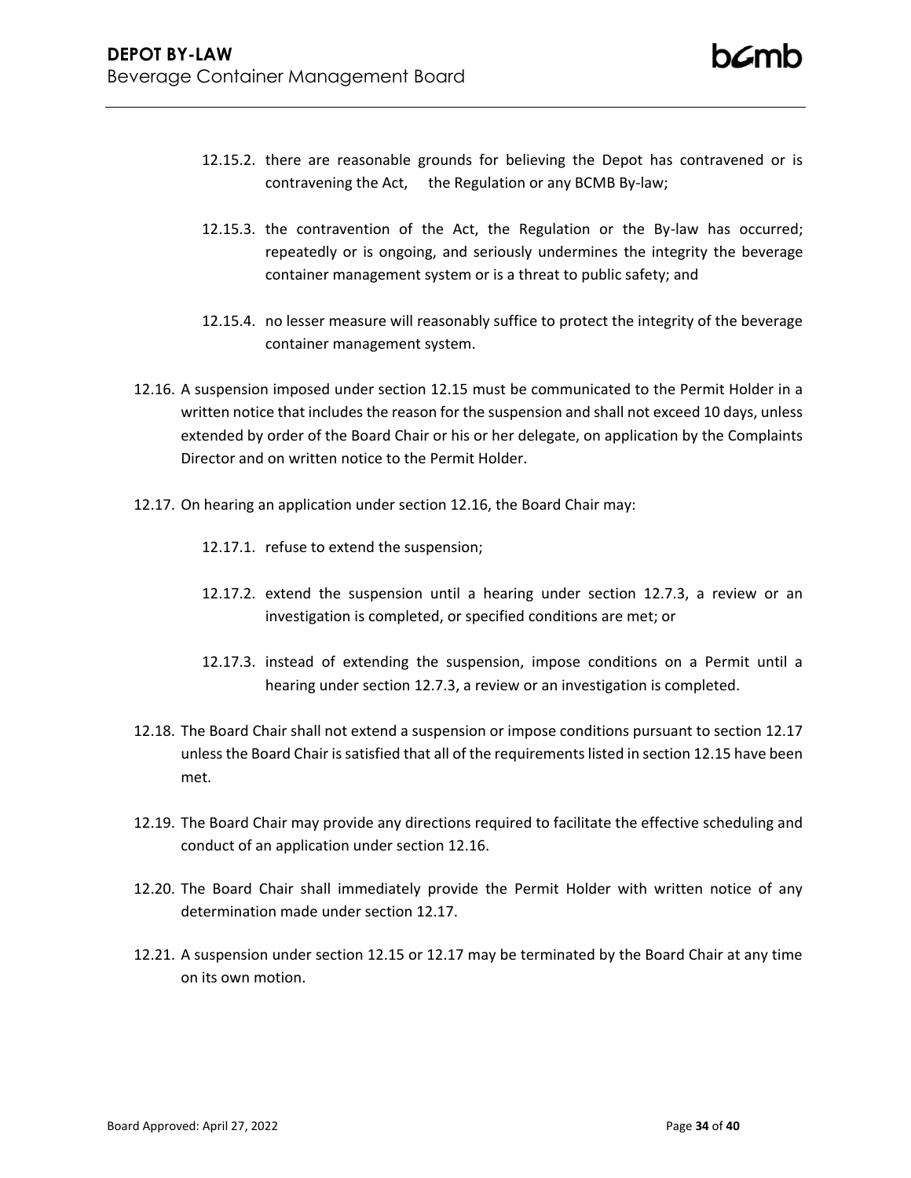12.15.2. there are reasonable grounds for believing the Depot has contravened or is contravening the Act, the Regulation or any BCMB By-law;

12.15.3. the contravention of the Act, the Regulation or the By-law has occurred; repeatedly or is ongoing, and seriously undermines the integrity the beverage container management system or is a threat to public safety; and

12.15.4. no lesser measure will reasonably suffice to protect the integrity of the beverage container management system.

12.16. A suspension imposed under section 12.15 must be communicated to the Permit Holder in a written notice that includes the reason for the suspension and shall not exceed 10 days, unless extended by order of the Board Chair or his or her delegate, on application by the Complaints Director and on written notice to the Permit Holder.

12.17. On hearing an application under section 12.16, the Board Chair may:

12.17.1. refuse to extend the suspension;

12.17.2. extend the suspension until a hearing under section 12.7.3, a review or an investigation is completed, or specified conditions are met; or

12.17.3. instead of extending the suspension, impose conditions on a Permit until a hearing under section 12.7.3, a review or an investigation is completed.

12.18. The Board Chair shall not extend a suspension or impose conditions pursuant to section 12.17 unless the Board Chair is satisfied that all of the requirements listed in section 12.15 have been met.

12.19. The Board Chair may provide any directions required to facilitate the effective scheduling and conduct of an application under section 12.16.

12.20. The Board Chair shall immediately provide the Permit Holder with written notice of any determination made under section 12.17.

12.21. A suspension under section 12.15 or 12.17 may be terminated by the Board Chair at any time on its own motion.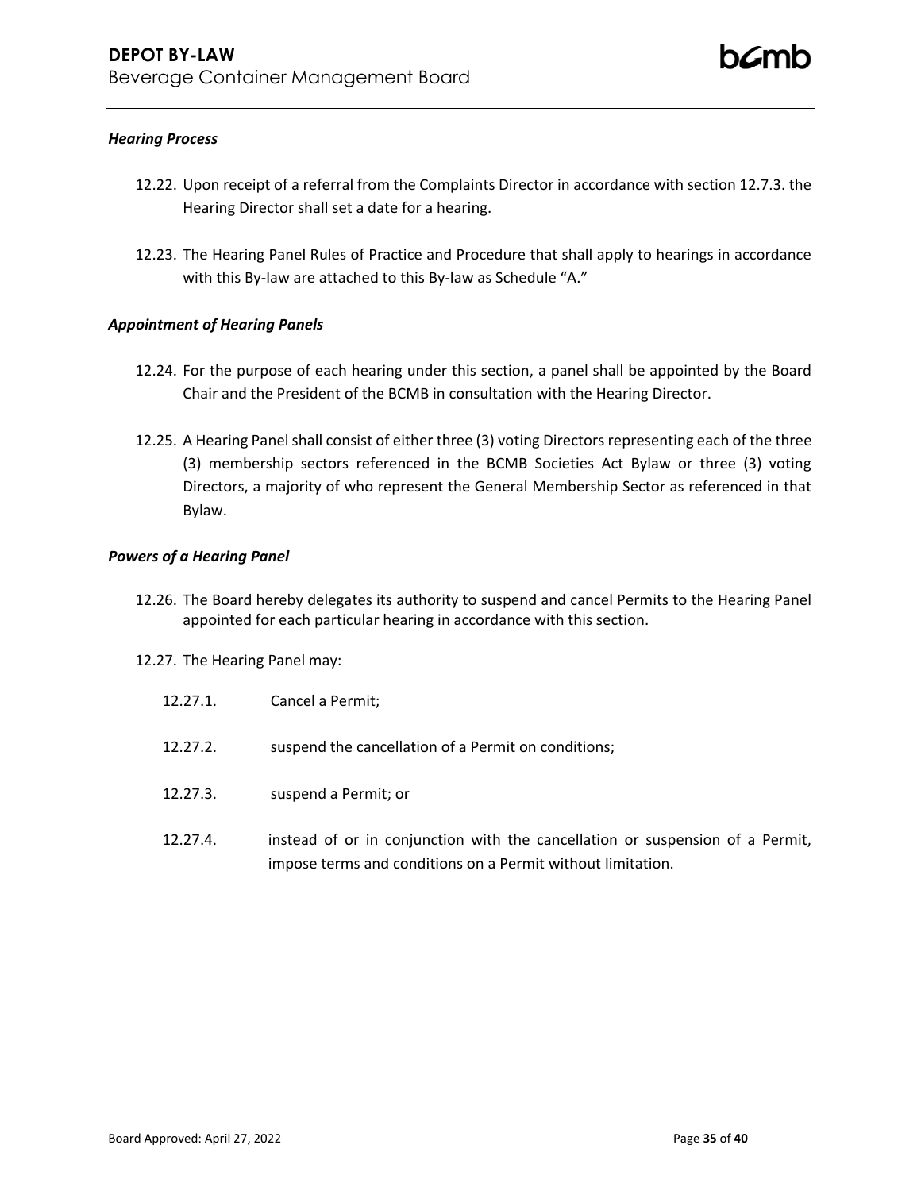***Hearing Process***

12.22. Upon receipt of a referral from the Complaints Director in accordance with section 12.7.3. the Hearing Director shall set a date for a hearing.

12.23. The Hearing Panel Rules of Practice and Procedure that shall apply to hearings in accordance with this By-law are attached to this By-law as Schedule "A."

***Appointment of Hearing Panels***

12.24. For the purpose of each hearing under this section, a panel shall be appointed by the Board Chair and the President of the BCMB in consultation with the Hearing Director.

12.25. A Hearing Panel shall consist of either three (3) voting Directors representing each of the three (3) membership sectors referenced in the BCMB Societies Act Bylaw or three (3) voting Directors, a majority of who represent the General Membership Sector as referenced in that Bylaw.

***Powers of a Hearing Panel***

12.26. The Board hereby delegates its authority to suspend and cancel Permits to the Hearing Panel appointed for each particular hearing in accordance with this section.

12.27. The Hearing Panel may:

12.27.1. Cancel a Permit;

12.27.2. suspend the cancellation of a Permit on conditions;

12.27.3. suspend a Permit; or

12.27.4. instead of or in conjunction with the cancellation or suspension of a Permit, impose terms and conditions on a Permit without limitation.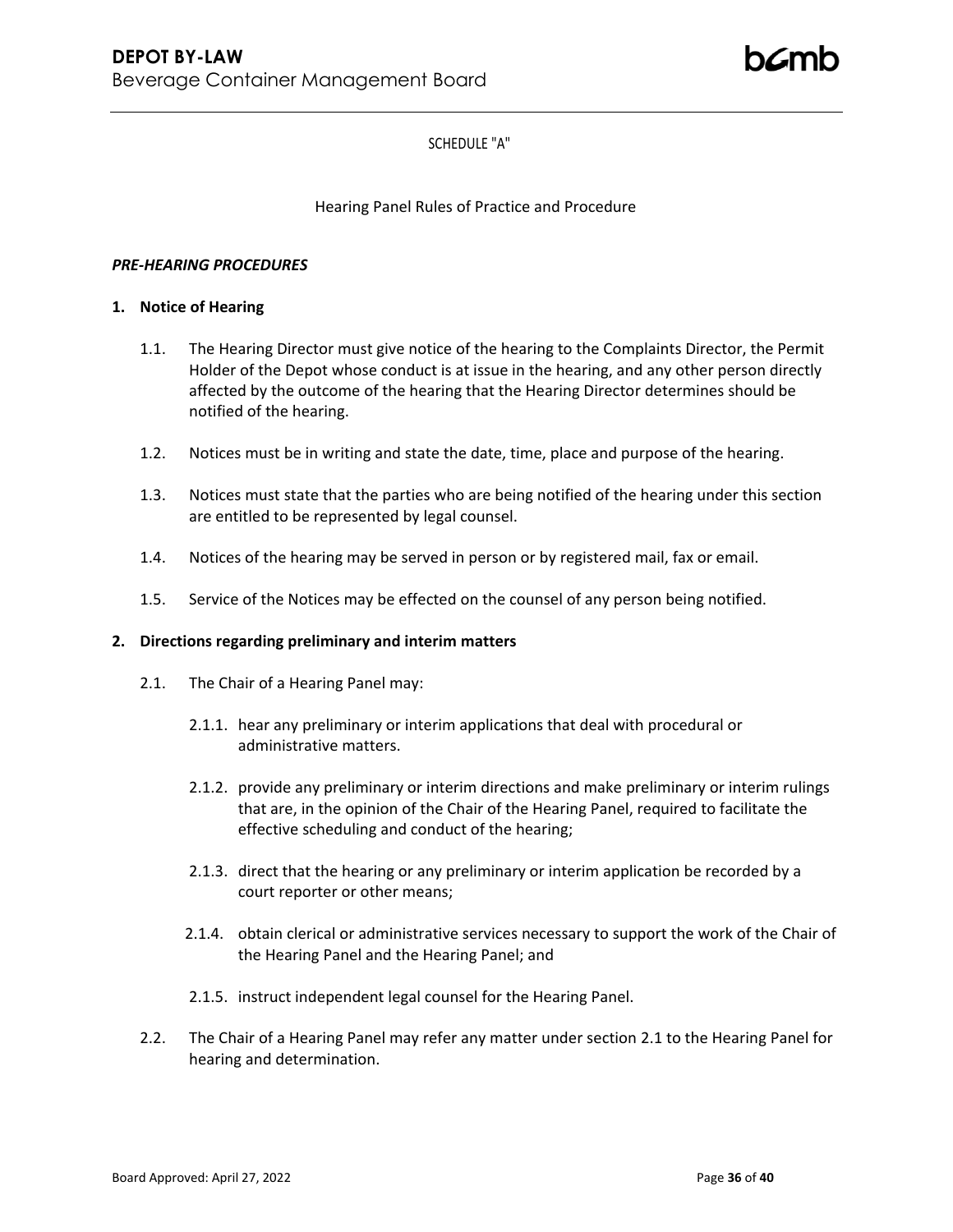SCHEDULE "A"

Hearing Panel Rules of Practice and Procedure

***PRE-HEARING PROCEDURES***

**1. Notice of Hearing**

1.1. The Hearing Director must give notice of the hearing to the Complaints Director, the Permit Holder of the Depot whose conduct is at issue in the hearing, and any other person directly affected by the outcome of the hearing that the Hearing Director determines should be notified of the hearing.

1.2. Notices must be in writing and state the date, time, place and purpose of the hearing.

1.3. Notices must state that the parties who are being notified of the hearing under this section are entitled to be represented by legal counsel.

1.4. Notices of the hearing may be served in person or by registered mail, fax or email.

1.5. Service of the Notices may be effected on the counsel of any person being notified.

**2. Directions regarding preliminary and interim matters**

2.1. The Chair of a Hearing Panel may:

2.1.1. hear any preliminary or interim applications that deal with procedural or administrative matters.

2.1.2. provide any preliminary or interim directions and make preliminary or interim rulings that are, in the opinion of the Chair of the Hearing Panel, required to facilitate the effective scheduling and conduct of the hearing;

2.1.3. direct that the hearing or any preliminary or interim application be recorded by a court reporter or other means;

2.1.4. obtain clerical or administrative services necessary to support the work of the Chair of the Hearing Panel and the Hearing Panel; and

2.1.5. instruct independent legal counsel for the Hearing Panel.

2.2. The Chair of a Hearing Panel may refer any matter under section 2.1 to the Hearing Panel for hearing and determination.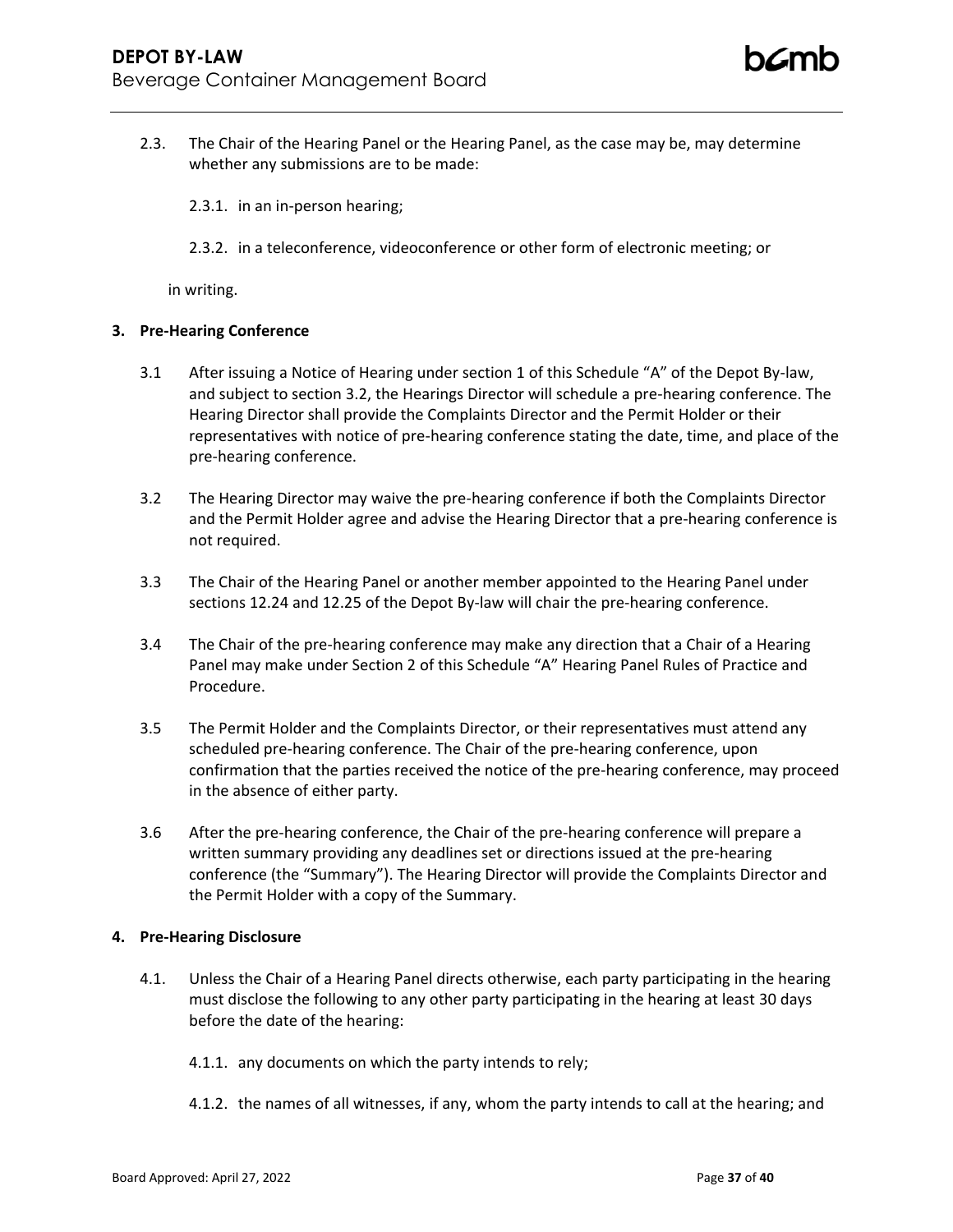2.3. The Chair of the Hearing Panel or the Hearing Panel, as the case may be, may determine whether any submissions are to be made:

2.3.1. in an in-person hearing;

2.3.2. in a teleconference, videoconference or other form of electronic meeting; or

in writing.

**3. Pre-Hearing Conference**

3.1 After issuing a Notice of Hearing under section 1 of this Schedule “A” of the Depot By-law, and subject to section 3.2, the Hearings Director will schedule a pre-hearing conference. The Hearing Director shall provide the Complaints Director and the Permit Holder or their representatives with notice of pre-hearing conference stating the date, time, and place of the pre-hearing conference.

3.2 The Hearing Director may waive the pre-hearing conference if both the Complaints Director and the Permit Holder agree and advise the Hearing Director that a pre-hearing conference is not required.

3.3 The Chair of the Hearing Panel or another member appointed to the Hearing Panel under sections 12.24 and 12.25 of the Depot By-law will chair the pre-hearing conference.

3.4 The Chair of the pre-hearing conference may make any direction that a Chair of a Hearing Panel may make under Section 2 of this Schedule “A” Hearing Panel Rules of Practice and Procedure.

3.5 The Permit Holder and the Complaints Director, or their representatives must attend any scheduled pre-hearing conference. The Chair of the pre-hearing conference, upon confirmation that the parties received the notice of the pre-hearing conference, may proceed in the absence of either party.

3.6 After the pre-hearing conference, the Chair of the pre-hearing conference will prepare a written summary providing any deadlines set or directions issued at the pre-hearing conference (the “Summary”). The Hearing Director will provide the Complaints Director and the Permit Holder with a copy of the Summary.

**4. Pre-Hearing Disclosure**

4.1. Unless the Chair of a Hearing Panel directs otherwise, each party participating in the hearing must disclose the following to any other party participating in the hearing at least 30 days before the date of the hearing:

4.1.1. any documents on which the party intends to rely;

4.1.2. the names of all witnesses, if any, whom the party intends to call at the hearing; and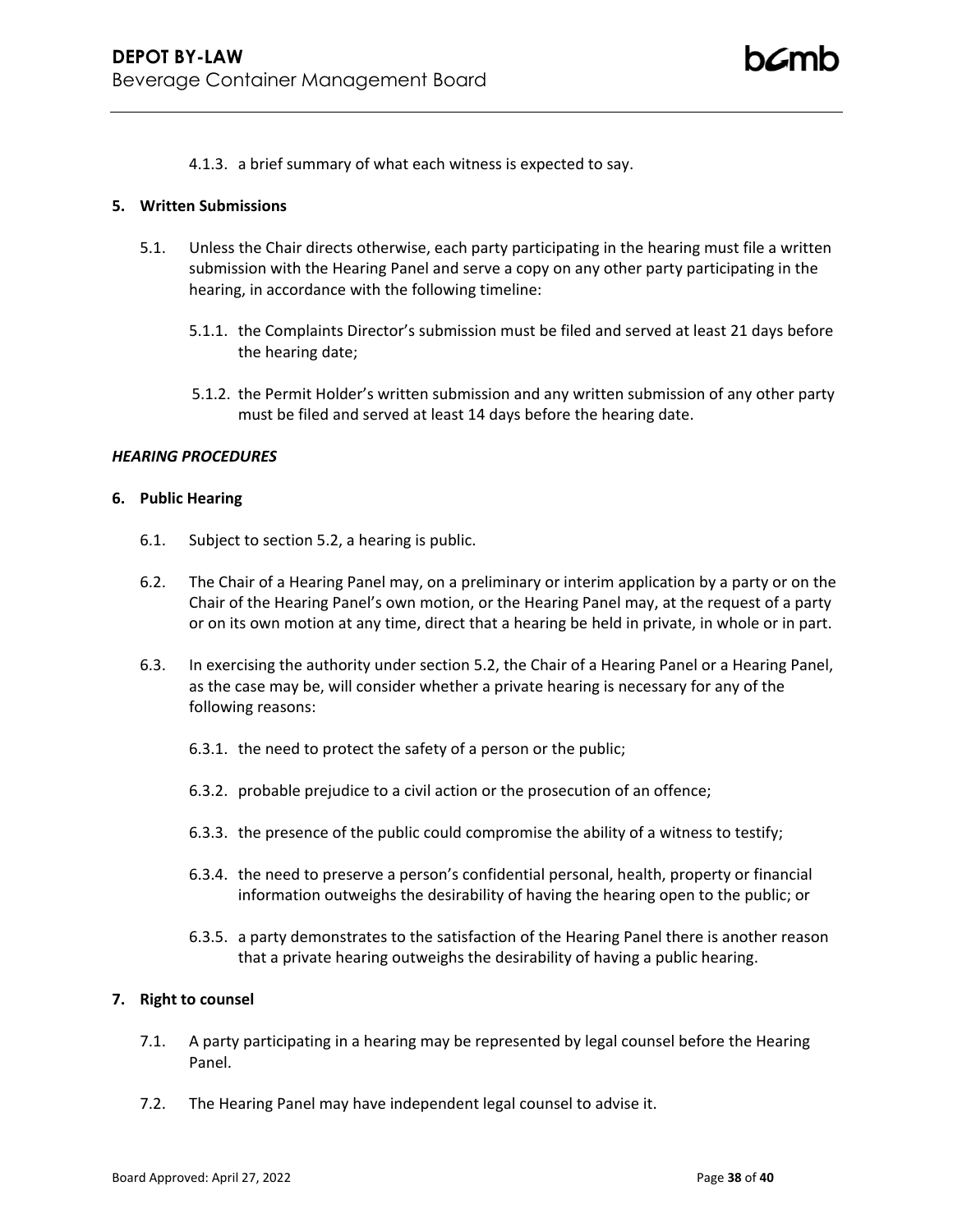4.1.3. a brief summary of what each witness is expected to say.

**5. Written Submissions**

5.1. Unless the Chair directs otherwise, each party participating in the hearing must file a written submission with the Hearing Panel and serve a copy on any other party participating in the hearing, in accordance with the following timeline:

5.1.1. the Complaints Director's submission must be filed and served at least 21 days before the hearing date;

5.1.2. the Permit Holder's written submission and any written submission of any other party must be filed and served at least 14 days before the hearing date.

***HEARING PROCEDURES***

**6. Public Hearing**

6.1. Subject to section 5.2, a hearing is public.

6.2. The Chair of a Hearing Panel may, on a preliminary or interim application by a party or on the Chair of the Hearing Panel's own motion, or the Hearing Panel may, at the request of a party or on its own motion at any time, direct that a hearing be held in private, in whole or in part.

6.3. In exercising the authority under section 5.2, the Chair of a Hearing Panel or a Hearing Panel, as the case may be, will consider whether a private hearing is necessary for any of the following reasons:

6.3.1. the need to protect the safety of a person or the public;

6.3.2. probable prejudice to a civil action or the prosecution of an offence;

6.3.3. the presence of the public could compromise the ability of a witness to testify;

6.3.4. the need to preserve a person's confidential personal, health, property or financial information outweighs the desirability of having the hearing open to the public; or

6.3.5. a party demonstrates to the satisfaction of the Hearing Panel there is another reason that a private hearing outweighs the desirability of having a public hearing.

**7. Right to counsel**

7.1. A party participating in a hearing may be represented by legal counsel before the Hearing Panel.

7.2. The Hearing Panel may have independent legal counsel to advise it.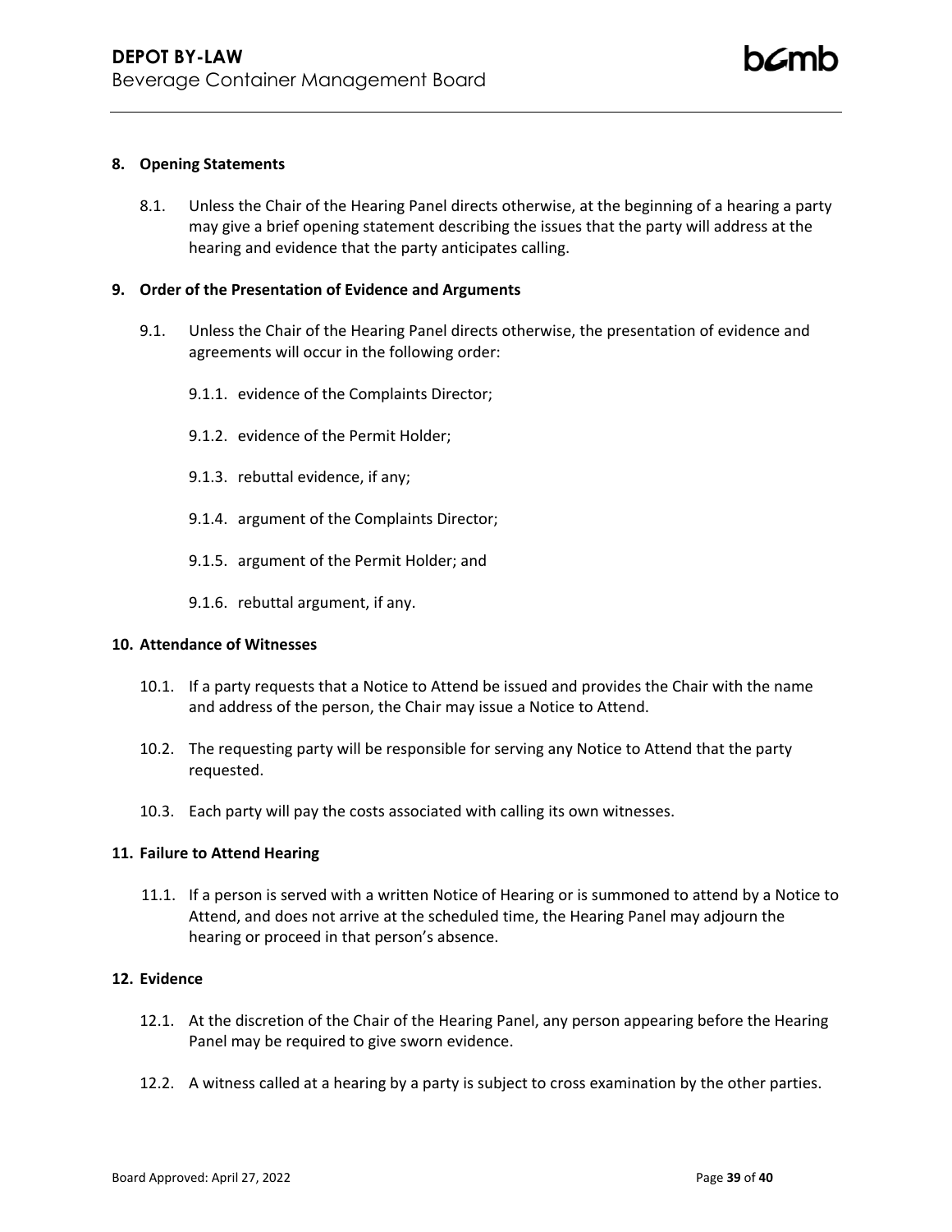**8. Opening Statements**

8.1. Unless the Chair of the Hearing Panel directs otherwise, at the beginning of a hearing a party may give a brief opening statement describing the issues that the party will address at the hearing and evidence that the party anticipates calling.

**9. Order of the Presentation of Evidence and Arguments**

9.1. Unless the Chair of the Hearing Panel directs otherwise, the presentation of evidence and agreements will occur in the following order:

9.1.1. evidence of the Complaints Director;

9.1.2. evidence of the Permit Holder;

9.1.3. rebuttal evidence, if any;

9.1.4. argument of the Complaints Director;

9.1.5. argument of the Permit Holder; and

9.1.6. rebuttal argument, if any.

**10. Attendance of Witnesses**

10.1. If a party requests that a Notice to Attend be issued and provides the Chair with the name and address of the person, the Chair may issue a Notice to Attend.

10.2. The requesting party will be responsible for serving any Notice to Attend that the party requested.

10.3. Each party will pay the costs associated with calling its own witnesses.

**11. Failure to Attend Hearing**

11.1. If a person is served with a written Notice of Hearing or is summoned to attend by a Notice to Attend, and does not arrive at the scheduled time, the Hearing Panel may adjourn the hearing or proceed in that person's absence.

**12. Evidence**

12.1. At the discretion of the Chair of the Hearing Panel, any person appearing before the Hearing Panel may be required to give sworn evidence.

12.2. A witness called at a hearing by a party is subject to cross examination by the other parties.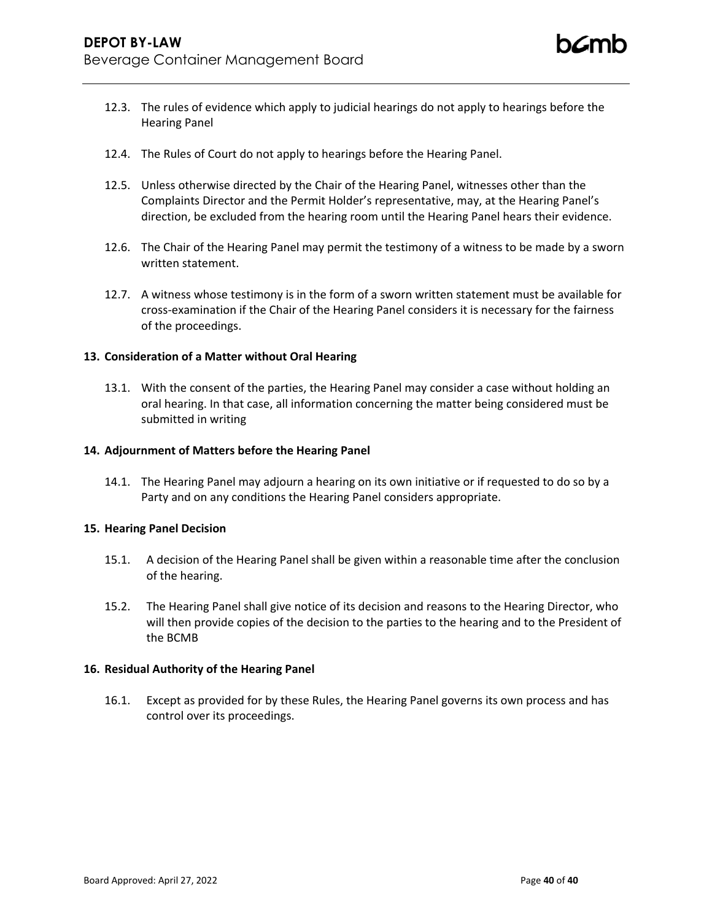12.3. The rules of evidence which apply to judicial hearings do not apply to hearings before the Hearing Panel

12.4. The Rules of Court do not apply to hearings before the Hearing Panel.

12.5. Unless otherwise directed by the Chair of the Hearing Panel, witnesses other than the Complaints Director and the Permit Holder's representative, may, at the Hearing Panel's direction, be excluded from the hearing room until the Hearing Panel hears their evidence.

12.6. The Chair of the Hearing Panel may permit the testimony of a witness to be made by a sworn written statement.

12.7. A witness whose testimony is in the form of a sworn written statement must be available for cross-examination if the Chair of the Hearing Panel considers it is necessary for the fairness of the proceedings.

**13. Consideration of a Matter without Oral Hearing**

13.1. With the consent of the parties, the Hearing Panel may consider a case without holding an oral hearing. In that case, all information concerning the matter being considered must be submitted in writing

**14. Adjournment of Matters before the Hearing Panel**

14.1. The Hearing Panel may adjourn a hearing on its own initiative or if requested to do so by a Party and on any conditions the Hearing Panel considers appropriate.

**15. Hearing Panel Decision**

15.1. A decision of the Hearing Panel shall be given within a reasonable time after the conclusion of the hearing.

15.2. The Hearing Panel shall give notice of its decision and reasons to the Hearing Director, who will then provide copies of the decision to the parties to the hearing and to the President of the BCMB

**16. Residual Authority of the Hearing Panel**

16.1. Except as provided for by these Rules, the Hearing Panel governs its own process and has control over its proceedings.